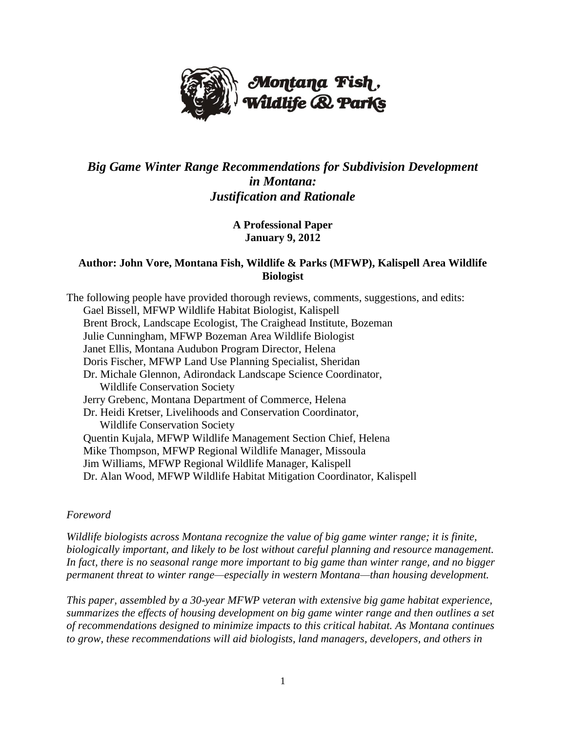Montana Fish, Wildlife & Parks

# *Big Game Winter Range Recommendations for Subdivision Development in Montana: Justification and Rationale*

**A Professional Paper**
**January 9, 2012**

**Author: John Vore, Montana Fish, Wildlife & Parks (MFWP), Kalispell Area Wildlife Biologist**

The following people have provided thorough reviews, comments, suggestions, and edits:

- Gael Bissell, MFWP Wildlife Habitat Biologist, Kalispell
- Brent Brock, Landscape Ecologist, The Craighead Institute, Bozeman
- Julie Cunningham, MFWP Bozeman Area Wildlife Biologist
- Janet Ellis, Montana Audubon Program Director, Helena
- Doris Fischer, MFWP Land Use Planning Specialist, Sheridan
- Dr. Michale Glennon, Adirondack Landscape Science Coordinator, Wildlife Conservation Society
- Jerry Grebenc, Montana Department of Commerce, Helena
- Dr. Heidi Kretser, Livelihoods and Conservation Coordinator, Wildlife Conservation Society
- Quentin Kujala, MFWP Wildlife Management Section Chief, Helena
- Mike Thompson, MFWP Regional Wildlife Manager, Missoula
- Jim Williams, MFWP Regional Wildlife Manager, Kalispell
- Dr. Alan Wood, MFWP Wildlife Habitat Mitigation Coordinator, Kalispell

*Foreword*

*Wildlife biologists across Montana recognize the value of big game winter range; it is finite, biologically important, and likely to be lost without careful planning and resource management. In fact, there is no seasonal range more important to big game than winter range, and no bigger permanent threat to winter range—especially in western Montana—than housing development.*

*This paper, assembled by a 30-year MFWP veteran with extensive big game habitat experience, summarizes the effects of housing development on big game winter range and then outlines a set of recommendations designed to minimize impacts to this critical habitat. As Montana continues to grow, these recommendations will aid biologists, land managers, developers, and others in*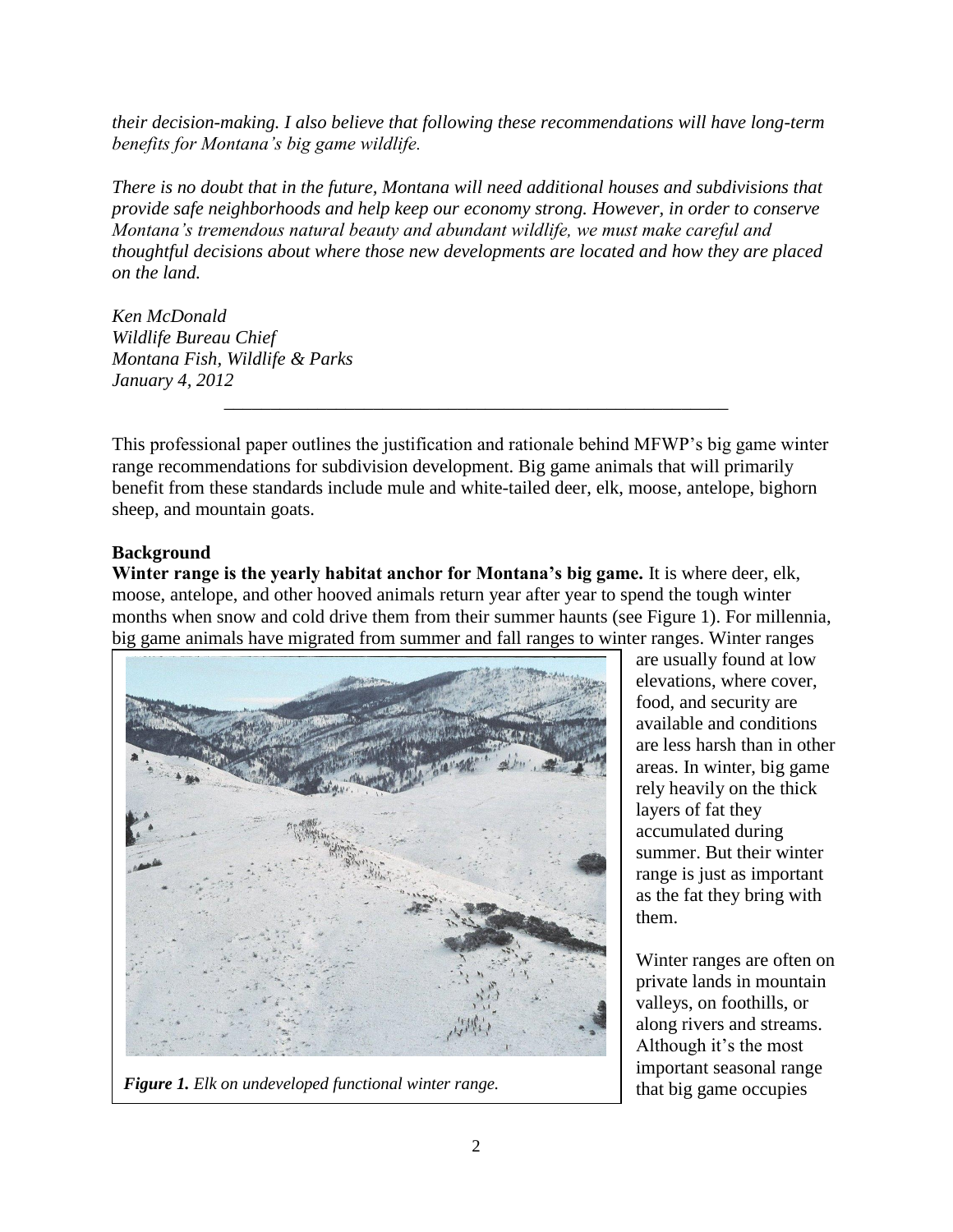*their decision-making. I also believe that following these recommendations will have long-term benefits for Montana's big game wildlife.*

*There is no doubt that in the future, Montana will need additional houses and subdivisions that provide safe neighborhoods and help keep our economy strong. However, in order to conserve Montana's tremendous natural beauty and abundant wildlife, we must make careful and thoughtful decisions about where those new developments are located and how they are placed on the land.*

*Ken McDonald*
*Wildlife Bureau Chief*
*Montana Fish, Wildlife & Parks*
*January 4, 2012*

---

This professional paper outlines the justification and rationale behind MFWP's big game winter range recommendations for subdivision development. Big game animals that will primarily benefit from these standards include mule and white-tailed deer, elk, moose, antelope, bighorn sheep, and mountain goats.

**Background**

**Winter range is the yearly habitat anchor for Montana's big game.** It is where deer, elk, moose, antelope, and other hooved animals return year after year to spend the tough winter months when snow and cold drive them from their summer haunts (see Figure 1). For millennia, big game animals have migrated from summer and fall ranges to winter ranges. Winter ranges are usually found at low elevations, where cover, food, and security are available and conditions are less harsh than in other areas. In winter, big game rely heavily on the thick layers of fat they accumulated during summer. But their winter range is just as important as the fat they bring with them.

*Figure 1. Elk on undeveloped functional winter range.*

Winter ranges are often on private lands in mountain valleys, on foothills, or along rivers and streams. Although it's the most important seasonal range that big game occupies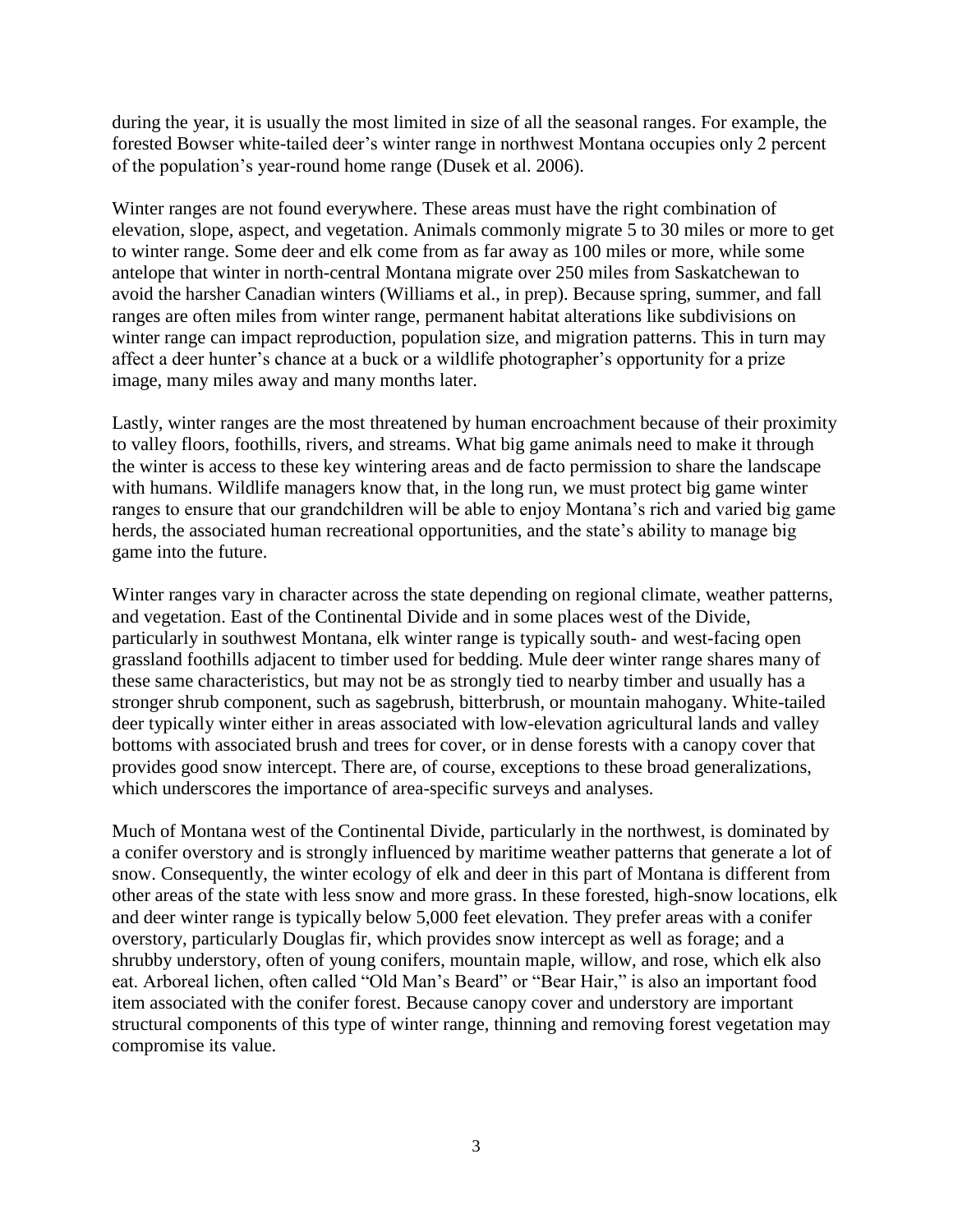during the year, it is usually the most limited in size of all the seasonal ranges. For example, the forested Bowser white-tailed deer's winter range in northwest Montana occupies only 2 percent of the population's year-round home range (Dusek et al. 2006).

Winter ranges are not found everywhere. These areas must have the right combination of elevation, slope, aspect, and vegetation. Animals commonly migrate 5 to 30 miles or more to get to winter range. Some deer and elk come from as far away as 100 miles or more, while some antelope that winter in north-central Montana migrate over 250 miles from Saskatchewan to avoid the harsher Canadian winters (Williams et al., in prep). Because spring, summer, and fall ranges are often miles from winter range, permanent habitat alterations like subdivisions on winter range can impact reproduction, population size, and migration patterns. This in turn may affect a deer hunter's chance at a buck or a wildlife photographer's opportunity for a prize image, many miles away and many months later.

Lastly, winter ranges are the most threatened by human encroachment because of their proximity to valley floors, foothills, rivers, and streams. What big game animals need to make it through the winter is access to these key wintering areas and de facto permission to share the landscape with humans. Wildlife managers know that, in the long run, we must protect big game winter ranges to ensure that our grandchildren will be able to enjoy Montana's rich and varied big game herds, the associated human recreational opportunities, and the state's ability to manage big game into the future.

Winter ranges vary in character across the state depending on regional climate, weather patterns, and vegetation. East of the Continental Divide and in some places west of the Divide, particularly in southwest Montana, elk winter range is typically south- and west-facing open grassland foothills adjacent to timber used for bedding. Mule deer winter range shares many of these same characteristics, but may not be as strongly tied to nearby timber and usually has a stronger shrub component, such as sagebrush, bitterbrush, or mountain mahogany. White-tailed deer typically winter either in areas associated with low-elevation agricultural lands and valley bottoms with associated brush and trees for cover, or in dense forests with a canopy cover that provides good snow intercept. There are, of course, exceptions to these broad generalizations, which underscores the importance of area-specific surveys and analyses.

Much of Montana west of the Continental Divide, particularly in the northwest, is dominated by a conifer overstory and is strongly influenced by maritime weather patterns that generate a lot of snow. Consequently, the winter ecology of elk and deer in this part of Montana is different from other areas of the state with less snow and more grass. In these forested, high-snow locations, elk and deer winter range is typically below 5,000 feet elevation. They prefer areas with a conifer overstory, particularly Douglas fir, which provides snow intercept as well as forage; and a shrubby understory, often of young conifers, mountain maple, willow, and rose, which elk also eat. Arboreal lichen, often called "Old Man's Beard" or "Bear Hair," is also an important food item associated with the conifer forest. Because canopy cover and understory are important structural components of this type of winter range, thinning and removing forest vegetation may compromise its value.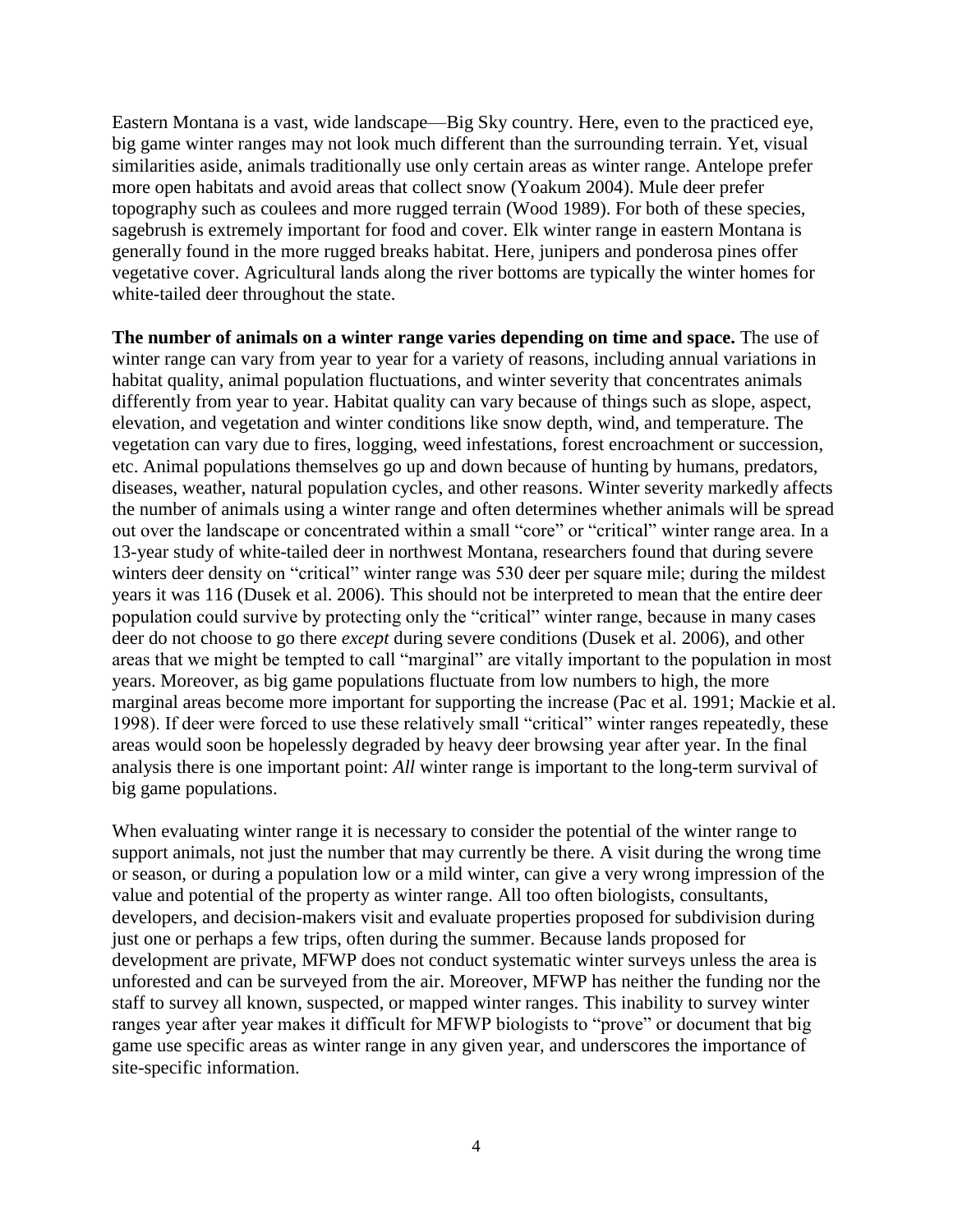Eastern Montana is a vast, wide landscape—Big Sky country. Here, even to the practiced eye, big game winter ranges may not look much different than the surrounding terrain. Yet, visual similarities aside, animals traditionally use only certain areas as winter range. Antelope prefer more open habitats and avoid areas that collect snow (Yoakum 2004). Mule deer prefer topography such as coulees and more rugged terrain (Wood 1989). For both of these species, sagebrush is extremely important for food and cover. Elk winter range in eastern Montana is generally found in the more rugged breaks habitat. Here, junipers and ponderosa pines offer vegetative cover. Agricultural lands along the river bottoms are typically the winter homes for white-tailed deer throughout the state.

**The number of animals on a winter range varies depending on time and space.** The use of winter range can vary from year to year for a variety of reasons, including annual variations in habitat quality, animal population fluctuations, and winter severity that concentrates animals differently from year to year. Habitat quality can vary because of things such as slope, aspect, elevation, and vegetation and winter conditions like snow depth, wind, and temperature. The vegetation can vary due to fires, logging, weed infestations, forest encroachment or succession, etc. Animal populations themselves go up and down because of hunting by humans, predators, diseases, weather, natural population cycles, and other reasons. Winter severity markedly affects the number of animals using a winter range and often determines whether animals will be spread out over the landscape or concentrated within a small "core" or "critical" winter range area. In a 13-year study of white-tailed deer in northwest Montana, researchers found that during severe winters deer density on "critical" winter range was 530 deer per square mile; during the mildest years it was 116 (Dusek et al. 2006). This should not be interpreted to mean that the entire deer population could survive by protecting only the "critical" winter range, because in many cases deer do not choose to go there *except* during severe conditions (Dusek et al. 2006), and other areas that we might be tempted to call "marginal" are vitally important to the population in most years. Moreover, as big game populations fluctuate from low numbers to high, the more marginal areas become more important for supporting the increase (Pac et al. 1991; Mackie et al. 1998). If deer were forced to use these relatively small "critical" winter ranges repeatedly, these areas would soon be hopelessly degraded by heavy deer browsing year after year. In the final analysis there is one important point: *All* winter range is important to the long-term survival of big game populations.

When evaluating winter range it is necessary to consider the potential of the winter range to support animals, not just the number that may currently be there. A visit during the wrong time or season, or during a population low or a mild winter, can give a very wrong impression of the value and potential of the property as winter range. All too often biologists, consultants, developers, and decision-makers visit and evaluate properties proposed for subdivision during just one or perhaps a few trips, often during the summer. Because lands proposed for development are private, MFWP does not conduct systematic winter surveys unless the area is unforested and can be surveyed from the air. Moreover, MFWP has neither the funding nor the staff to survey all known, suspected, or mapped winter ranges. This inability to survey winter ranges year after year makes it difficult for MFWP biologists to "prove" or document that big game use specific areas as winter range in any given year, and underscores the importance of site-specific information.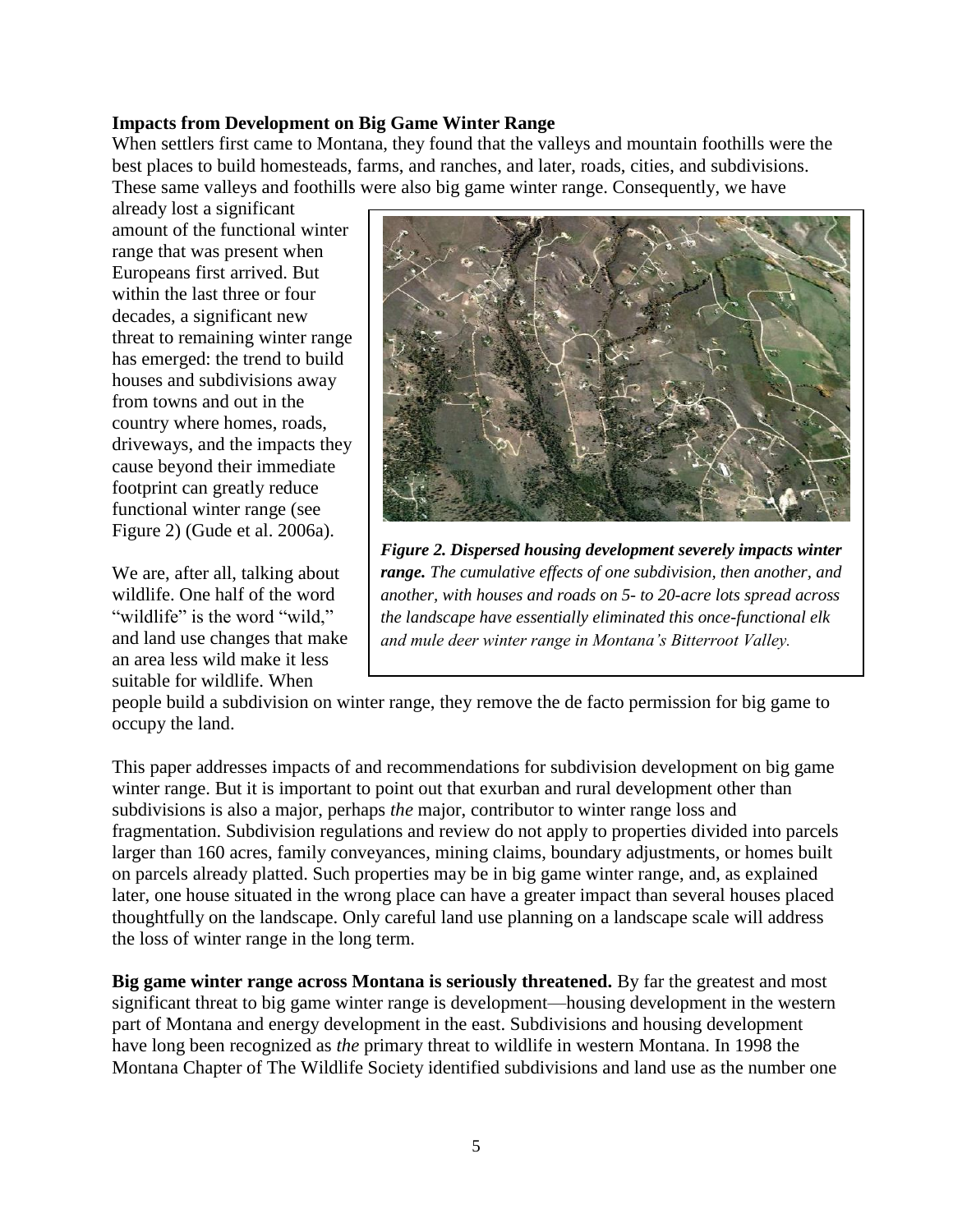**Impacts from Development on Big Game Winter Range**

When settlers first came to Montana, they found that the valleys and mountain foothills were the best places to build homesteads, farms, and ranches, and later, roads, cities, and subdivisions. These same valleys and foothills were also big game winter range. Consequently, we have already lost a significant amount of the functional winter range that was present when Europeans first arrived. But within the last three or four decades, a significant new threat to remaining winter range has emerged: the trend to build houses and subdivisions away from towns and out in the country where homes, roads, driveways, and the impacts they cause beyond their immediate footprint can greatly reduce functional winter range (see Figure 2) (Gude et al. 2006a).

***Figure 2. Dispersed housing development severely impacts winter range.*** *The cumulative effects of one subdivision, then another, and another, with houses and roads on 5- to 20-acre lots spread across the landscape have essentially eliminated this once-functional elk and mule deer winter range in Montana's Bitterroot Valley.*

We are, after all, talking about wildlife. One half of the word "wildlife" is the word "wild," and land use changes that make an area less wild make it less suitable for wildlife. When people build a subdivision on winter range, they remove the de facto permission for big game to occupy the land.

This paper addresses impacts of and recommendations for subdivision development on big game winter range. But it is important to point out that exurban and rural development other than subdivisions is also a major, perhaps *the* major, contributor to winter range loss and fragmentation. Subdivision regulations and review do not apply to properties divided into parcels larger than 160 acres, family conveyances, mining claims, boundary adjustments, or homes built on parcels already platted. Such properties may be in big game winter range, and, as explained later, one house situated in the wrong place can have a greater impact than several houses placed thoughtfully on the landscape. Only careful land use planning on a landscape scale will address the loss of winter range in the long term.

**Big game winter range across Montana is seriously threatened.** By far the greatest and most significant threat to big game winter range is development—housing development in the western part of Montana and energy development in the east. Subdivisions and housing development have long been recognized as *the* primary threat to wildlife in western Montana. In 1998 the Montana Chapter of The Wildlife Society identified subdivisions and land use as the number one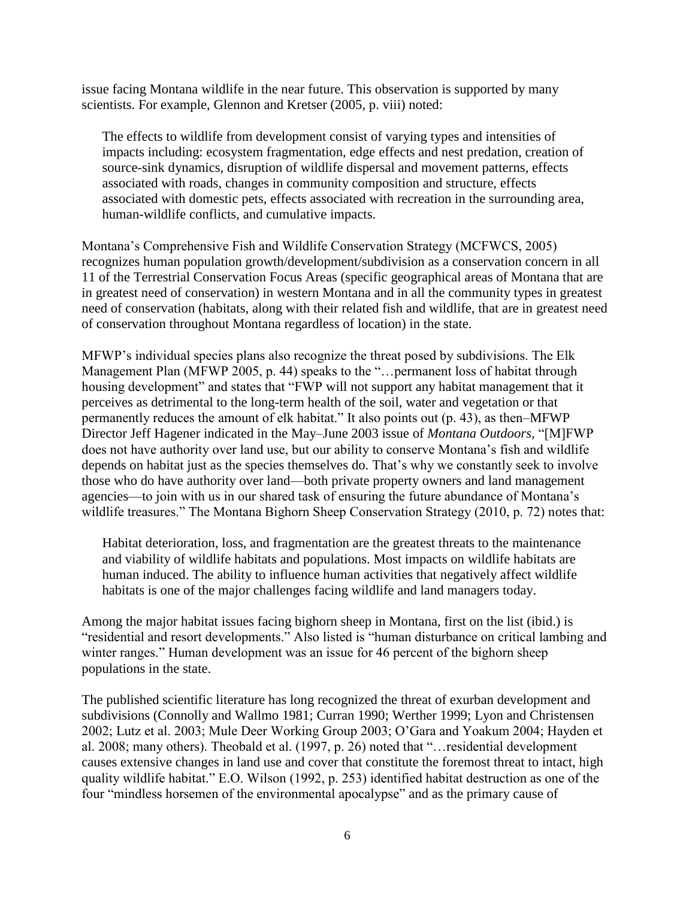issue facing Montana wildlife in the near future. This observation is supported by many scientists. For example, Glennon and Kretser (2005, p. viii) noted:

> The effects to wildlife from development consist of varying types and intensities of impacts including: ecosystem fragmentation, edge effects and nest predation, creation of source-sink dynamics, disruption of wildlife dispersal and movement patterns, effects associated with roads, changes in community composition and structure, effects associated with domestic pets, effects associated with recreation in the surrounding area, human-wildlife conflicts, and cumulative impacts.

Montana's Comprehensive Fish and Wildlife Conservation Strategy (MCFWCS, 2005) recognizes human population growth/development/subdivision as a conservation concern in all 11 of the Terrestrial Conservation Focus Areas (specific geographical areas of Montana that are in greatest need of conservation) in western Montana and in all the community types in greatest need of conservation (habitats, along with their related fish and wildlife, that are in greatest need of conservation throughout Montana regardless of location) in the state.

MFWP's individual species plans also recognize the threat posed by subdivisions. The Elk Management Plan (MFWP 2005, p. 44) speaks to the "…permanent loss of habitat through housing development" and states that "FWP will not support any habitat management that it perceives as detrimental to the long-term health of the soil, water and vegetation or that permanently reduces the amount of elk habitat." It also points out (p. 43), as then–MFWP Director Jeff Hagener indicated in the May–June 2003 issue of *Montana Outdoors,* "[M]FWP does not have authority over land use, but our ability to conserve Montana's fish and wildlife depends on habitat just as the species themselves do. That's why we constantly seek to involve those who do have authority over land—both private property owners and land management agencies—to join with us in our shared task of ensuring the future abundance of Montana's wildlife treasures." The Montana Bighorn Sheep Conservation Strategy (2010, p. 72) notes that:

> Habitat deterioration, loss, and fragmentation are the greatest threats to the maintenance and viability of wildlife habitats and populations. Most impacts on wildlife habitats are human induced. The ability to influence human activities that negatively affect wildlife habitats is one of the major challenges facing wildlife and land managers today.

Among the major habitat issues facing bighorn sheep in Montana, first on the list (ibid.) is "residential and resort developments." Also listed is "human disturbance on critical lambing and winter ranges." Human development was an issue for 46 percent of the bighorn sheep populations in the state.

The published scientific literature has long recognized the threat of exurban development and subdivisions (Connolly and Wallmo 1981; Curran 1990; Werther 1999; Lyon and Christensen 2002; Lutz et al. 2003; Mule Deer Working Group 2003; O'Gara and Yoakum 2004; Hayden et al. 2008; many others). Theobald et al. (1997, p. 26) noted that "…residential development causes extensive changes in land use and cover that constitute the foremost threat to intact, high quality wildlife habitat." E.O. Wilson (1992, p. 253) identified habitat destruction as one of the four "mindless horsemen of the environmental apocalypse" and as the primary cause of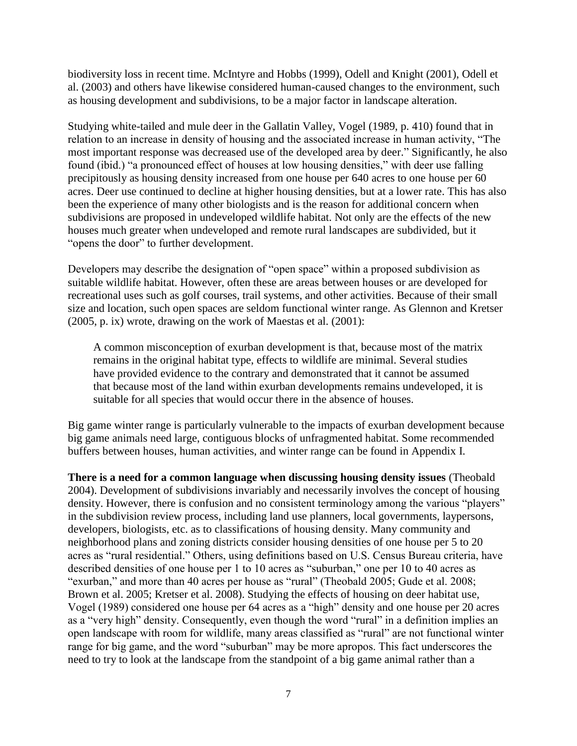biodiversity loss in recent time. McIntyre and Hobbs (1999), Odell and Knight (2001), Odell et al. (2003) and others have likewise considered human-caused changes to the environment, such as housing development and subdivisions, to be a major factor in landscape alteration.

Studying white-tailed and mule deer in the Gallatin Valley, Vogel (1989, p. 410) found that in relation to an increase in density of housing and the associated increase in human activity, "The most important response was decreased use of the developed area by deer." Significantly, he also found (ibid.) "a pronounced effect of houses at low housing densities," with deer use falling precipitously as housing density increased from one house per 640 acres to one house per 60 acres. Deer use continued to decline at higher housing densities, but at a lower rate. This has also been the experience of many other biologists and is the reason for additional concern when subdivisions are proposed in undeveloped wildlife habitat. Not only are the effects of the new houses much greater when undeveloped and remote rural landscapes are subdivided, but it "opens the door" to further development.

Developers may describe the designation of "open space" within a proposed subdivision as suitable wildlife habitat. However, often these are areas between houses or are developed for recreational uses such as golf courses, trail systems, and other activities. Because of their small size and location, such open spaces are seldom functional winter range. As Glennon and Kretser (2005, p. ix) wrote, drawing on the work of Maestas et al. (2001):

> A common misconception of exurban development is that, because most of the matrix remains in the original habitat type, effects to wildlife are minimal. Several studies have provided evidence to the contrary and demonstrated that it cannot be assumed that because most of the land within exurban developments remains undeveloped, it is suitable for all species that would occur there in the absence of houses.

Big game winter range is particularly vulnerable to the impacts of exurban development because big game animals need large, contiguous blocks of unfragmented habitat. Some recommended buffers between houses, human activities, and winter range can be found in Appendix I.

**There is a need for a common language when discussing housing density issues** (Theobald 2004). Development of subdivisions invariably and necessarily involves the concept of housing density. However, there is confusion and no consistent terminology among the various "players" in the subdivision review process, including land use planners, local governments, laypersons, developers, biologists, etc. as to classifications of housing density. Many community and neighborhood plans and zoning districts consider housing densities of one house per 5 to 20 acres as "rural residential." Others, using definitions based on U.S. Census Bureau criteria, have described densities of one house per 1 to 10 acres as "suburban," one per 10 to 40 acres as "exurban," and more than 40 acres per house as "rural" (Theobald 2005; Gude et al. 2008; Brown et al. 2005; Kretser et al. 2008). Studying the effects of housing on deer habitat use, Vogel (1989) considered one house per 64 acres as a "high" density and one house per 20 acres as a "very high" density. Consequently, even though the word "rural" in a definition implies an open landscape with room for wildlife, many areas classified as "rural" are not functional winter range for big game, and the word "suburban" may be more apropos. This fact underscores the need to try to look at the landscape from the standpoint of a big game animal rather than a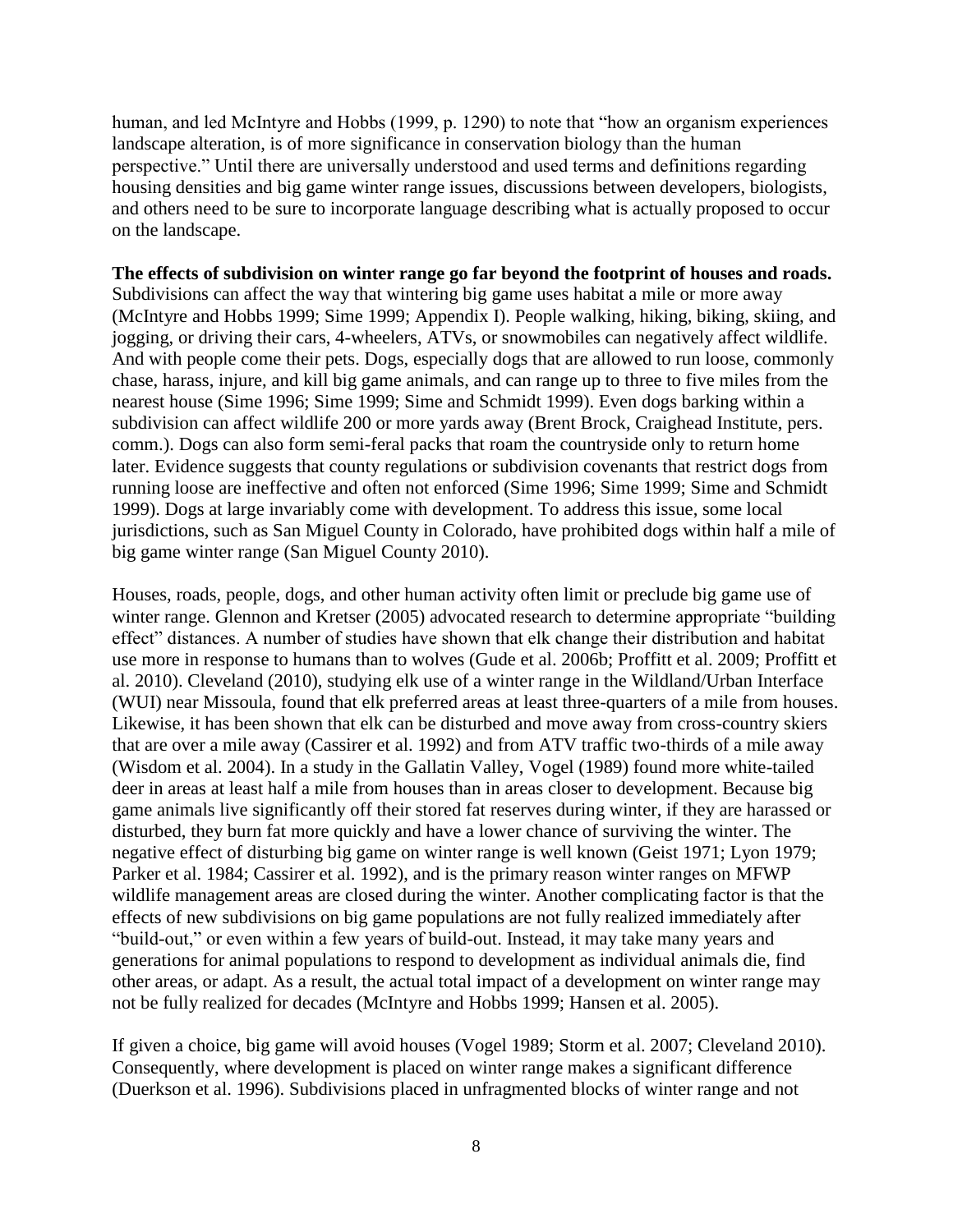human, and led McIntyre and Hobbs (1999, p. 1290) to note that "how an organism experiences landscape alteration, is of more significance in conservation biology than the human perspective." Until there are universally understood and used terms and definitions regarding housing densities and big game winter range issues, discussions between developers, biologists, and others need to be sure to incorporate language describing what is actually proposed to occur on the landscape.

**The effects of subdivision on winter range go far beyond the footprint of houses and roads.** Subdivisions can affect the way that wintering big game uses habitat a mile or more away (McIntyre and Hobbs 1999; Sime 1999; Appendix I). People walking, hiking, biking, skiing, and jogging, or driving their cars, 4-wheelers, ATVs, or snowmobiles can negatively affect wildlife. And with people come their pets. Dogs, especially dogs that are allowed to run loose, commonly chase, harass, injure, and kill big game animals, and can range up to three to five miles from the nearest house (Sime 1996; Sime 1999; Sime and Schmidt 1999). Even dogs barking within a subdivision can affect wildlife 200 or more yards away (Brent Brock, Craighead Institute, pers. comm.). Dogs can also form semi-feral packs that roam the countryside only to return home later. Evidence suggests that county regulations or subdivision covenants that restrict dogs from running loose are ineffective and often not enforced (Sime 1996; Sime 1999; Sime and Schmidt 1999). Dogs at large invariably come with development. To address this issue, some local jurisdictions, such as San Miguel County in Colorado, have prohibited dogs within half a mile of big game winter range (San Miguel County 2010).

Houses, roads, people, dogs, and other human activity often limit or preclude big game use of winter range. Glennon and Kretser (2005) advocated research to determine appropriate "building effect" distances. A number of studies have shown that elk change their distribution and habitat use more in response to humans than to wolves (Gude et al. 2006b; Proffitt et al. 2009; Proffitt et al. 2010). Cleveland (2010), studying elk use of a winter range in the Wildland/Urban Interface (WUI) near Missoula, found that elk preferred areas at least three-quarters of a mile from houses. Likewise, it has been shown that elk can be disturbed and move away from cross-country skiers that are over a mile away (Cassirer et al. 1992) and from ATV traffic two-thirds of a mile away (Wisdom et al. 2004). In a study in the Gallatin Valley, Vogel (1989) found more white-tailed deer in areas at least half a mile from houses than in areas closer to development. Because big game animals live significantly off their stored fat reserves during winter, if they are harassed or disturbed, they burn fat more quickly and have a lower chance of surviving the winter. The negative effect of disturbing big game on winter range is well known (Geist 1971; Lyon 1979; Parker et al. 1984; Cassirer et al. 1992), and is the primary reason winter ranges on MFWP wildlife management areas are closed during the winter. Another complicating factor is that the effects of new subdivisions on big game populations are not fully realized immediately after "build-out," or even within a few years of build-out. Instead, it may take many years and generations for animal populations to respond to development as individual animals die, find other areas, or adapt. As a result, the actual total impact of a development on winter range may not be fully realized for decades (McIntyre and Hobbs 1999; Hansen et al. 2005).

If given a choice, big game will avoid houses (Vogel 1989; Storm et al. 2007; Cleveland 2010). Consequently, where development is placed on winter range makes a significant difference (Duerkson et al. 1996). Subdivisions placed in unfragmented blocks of winter range and not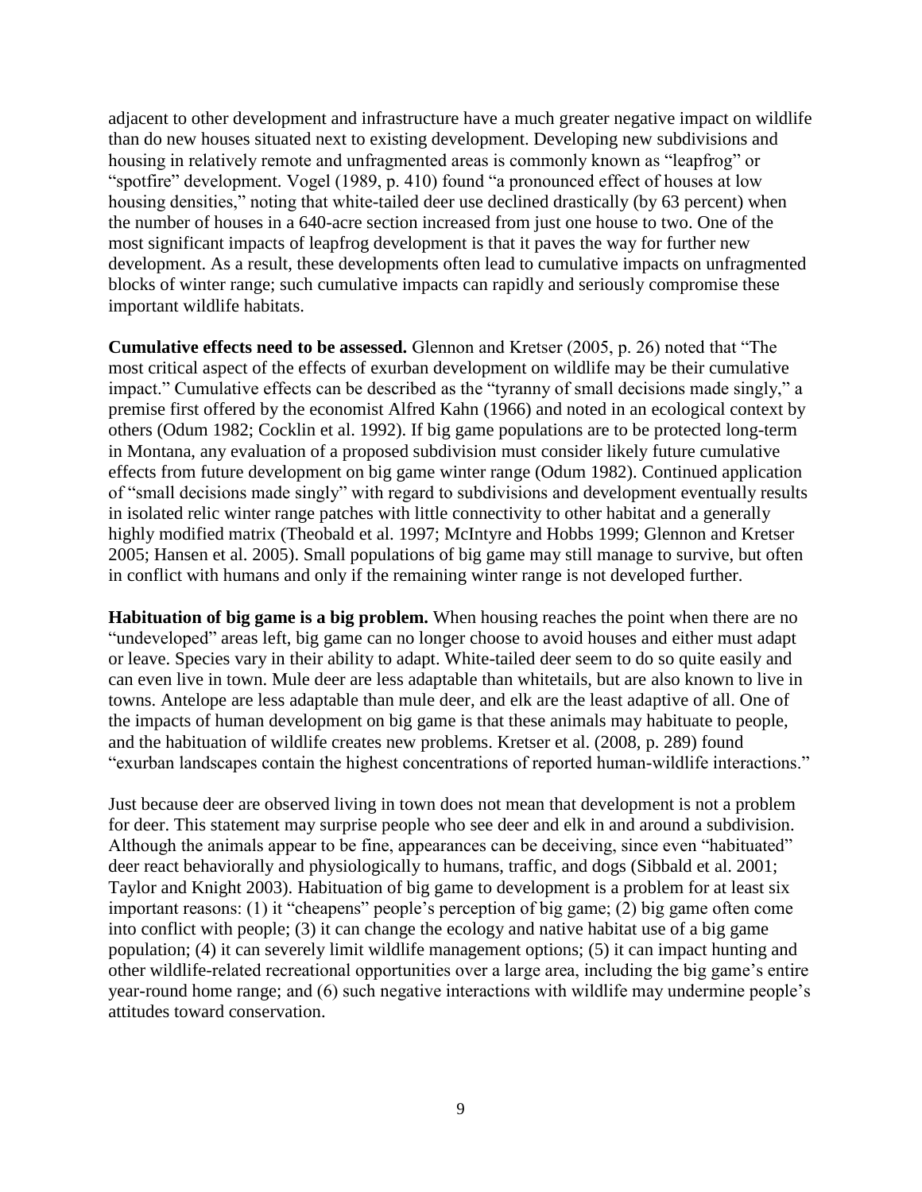adjacent to other development and infrastructure have a much greater negative impact on wildlife than do new houses situated next to existing development. Developing new subdivisions and housing in relatively remote and unfragmented areas is commonly known as "leapfrog" or "spotfire" development. Vogel (1989, p. 410) found "a pronounced effect of houses at low housing densities," noting that white-tailed deer use declined drastically (by 63 percent) when the number of houses in a 640-acre section increased from just one house to two. One of the most significant impacts of leapfrog development is that it paves the way for further new development. As a result, these developments often lead to cumulative impacts on unfragmented blocks of winter range; such cumulative impacts can rapidly and seriously compromise these important wildlife habitats.

**Cumulative effects need to be assessed.** Glennon and Kretser (2005, p. 26) noted that "The most critical aspect of the effects of exurban development on wildlife may be their cumulative impact." Cumulative effects can be described as the "tyranny of small decisions made singly," a premise first offered by the economist Alfred Kahn (1966) and noted in an ecological context by others (Odum 1982; Cocklin et al. 1992). If big game populations are to be protected long-term in Montana, any evaluation of a proposed subdivision must consider likely future cumulative effects from future development on big game winter range (Odum 1982). Continued application of "small decisions made singly" with regard to subdivisions and development eventually results in isolated relic winter range patches with little connectivity to other habitat and a generally highly modified matrix (Theobald et al. 1997; McIntyre and Hobbs 1999; Glennon and Kretser 2005; Hansen et al. 2005). Small populations of big game may still manage to survive, but often in conflict with humans and only if the remaining winter range is not developed further.

**Habituation of big game is a big problem.** When housing reaches the point when there are no "undeveloped" areas left, big game can no longer choose to avoid houses and either must adapt or leave. Species vary in their ability to adapt. White-tailed deer seem to do so quite easily and can even live in town. Mule deer are less adaptable than whitetails, but are also known to live in towns. Antelope are less adaptable than mule deer, and elk are the least adaptive of all. One of the impacts of human development on big game is that these animals may habituate to people, and the habituation of wildlife creates new problems. Kretser et al. (2008, p. 289) found "exurban landscapes contain the highest concentrations of reported human-wildlife interactions."

Just because deer are observed living in town does not mean that development is not a problem for deer. This statement may surprise people who see deer and elk in and around a subdivision. Although the animals appear to be fine, appearances can be deceiving, since even "habituated" deer react behaviorally and physiologically to humans, traffic, and dogs (Sibbald et al. 2001; Taylor and Knight 2003). Habituation of big game to development is a problem for at least six important reasons: (1) it "cheapens" people's perception of big game; (2) big game often come into conflict with people; (3) it can change the ecology and native habitat use of a big game population; (4) it can severely limit wildlife management options; (5) it can impact hunting and other wildlife-related recreational opportunities over a large area, including the big game's entire year-round home range; and (6) such negative interactions with wildlife may undermine people's attitudes toward conservation.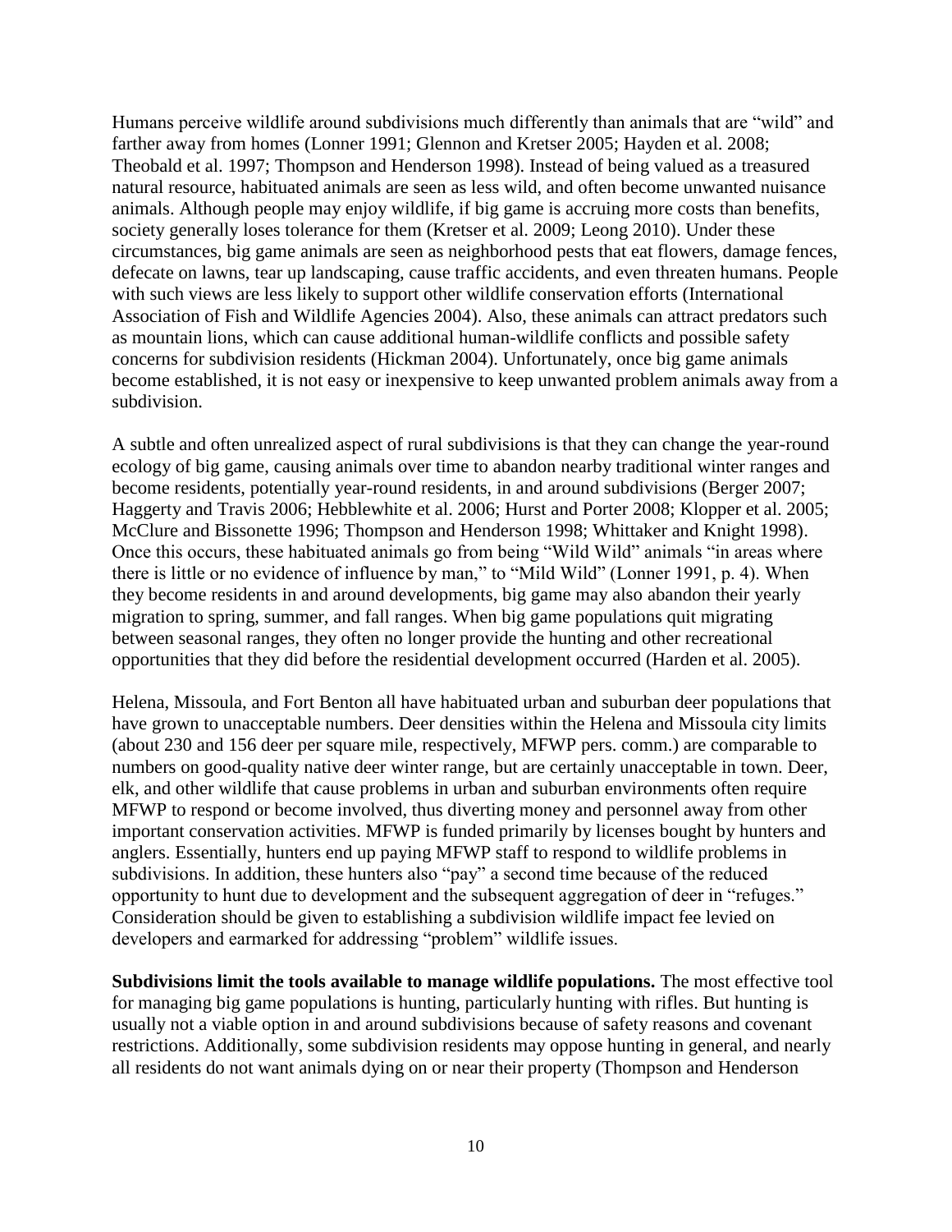Humans perceive wildlife around subdivisions much differently than animals that are "wild" and farther away from homes (Lonner 1991; Glennon and Kretser 2005; Hayden et al. 2008; Theobald et al. 1997; Thompson and Henderson 1998). Instead of being valued as a treasured natural resource, habituated animals are seen as less wild, and often become unwanted nuisance animals. Although people may enjoy wildlife, if big game is accruing more costs than benefits, society generally loses tolerance for them (Kretser et al. 2009; Leong 2010). Under these circumstances, big game animals are seen as neighborhood pests that eat flowers, damage fences, defecate on lawns, tear up landscaping, cause traffic accidents, and even threaten humans. People with such views are less likely to support other wildlife conservation efforts (International Association of Fish and Wildlife Agencies 2004). Also, these animals can attract predators such as mountain lions, which can cause additional human-wildlife conflicts and possible safety concerns for subdivision residents (Hickman 2004). Unfortunately, once big game animals become established, it is not easy or inexpensive to keep unwanted problem animals away from a subdivision.

A subtle and often unrealized aspect of rural subdivisions is that they can change the year-round ecology of big game, causing animals over time to abandon nearby traditional winter ranges and become residents, potentially year-round residents, in and around subdivisions (Berger 2007; Haggerty and Travis 2006; Hebblewhite et al. 2006; Hurst and Porter 2008; Klopper et al. 2005; McClure and Bissonette 1996; Thompson and Henderson 1998; Whittaker and Knight 1998). Once this occurs, these habituated animals go from being "Wild Wild" animals "in areas where there is little or no evidence of influence by man," to "Mild Wild" (Lonner 1991, p. 4). When they become residents in and around developments, big game may also abandon their yearly migration to spring, summer, and fall ranges. When big game populations quit migrating between seasonal ranges, they often no longer provide the hunting and other recreational opportunities that they did before the residential development occurred (Harden et al. 2005).

Helena, Missoula, and Fort Benton all have habituated urban and suburban deer populations that have grown to unacceptable numbers. Deer densities within the Helena and Missoula city limits (about 230 and 156 deer per square mile, respectively, MFWP pers. comm.) are comparable to numbers on good-quality native deer winter range, but are certainly unacceptable in town. Deer, elk, and other wildlife that cause problems in urban and suburban environments often require MFWP to respond or become involved, thus diverting money and personnel away from other important conservation activities. MFWP is funded primarily by licenses bought by hunters and anglers. Essentially, hunters end up paying MFWP staff to respond to wildlife problems in subdivisions. In addition, these hunters also "pay" a second time because of the reduced opportunity to hunt due to development and the subsequent aggregation of deer in "refuges." Consideration should be given to establishing a subdivision wildlife impact fee levied on developers and earmarked for addressing "problem" wildlife issues.

**Subdivisions limit the tools available to manage wildlife populations.** The most effective tool for managing big game populations is hunting, particularly hunting with rifles. But hunting is usually not a viable option in and around subdivisions because of safety reasons and covenant restrictions. Additionally, some subdivision residents may oppose hunting in general, and nearly all residents do not want animals dying on or near their property (Thompson and Henderson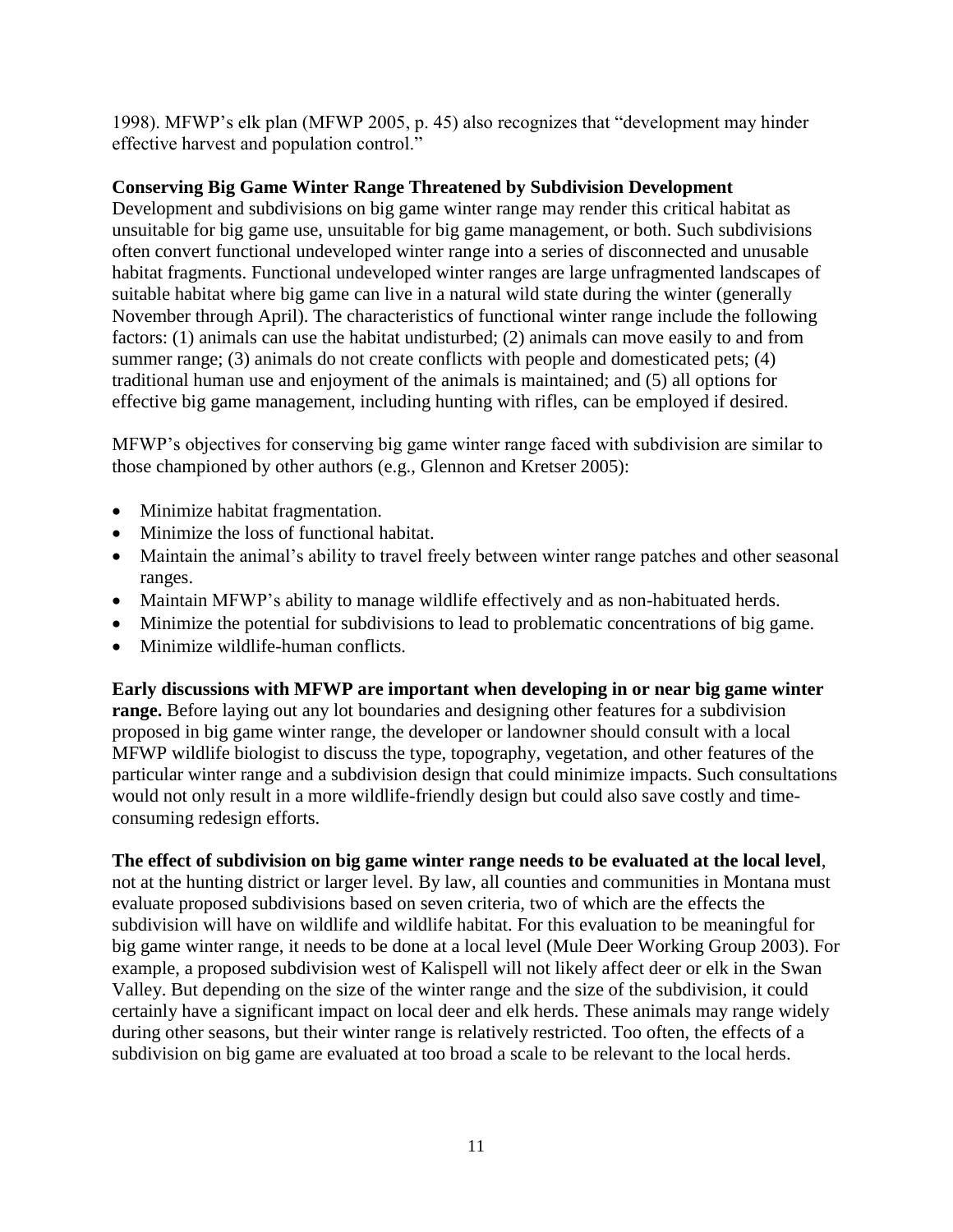1998). MFWP's elk plan (MFWP 2005, p. 45) also recognizes that "development may hinder effective harvest and population control."

**Conserving Big Game Winter Range Threatened by Subdivision Development**

Development and subdivisions on big game winter range may render this critical habitat as unsuitable for big game use, unsuitable for big game management, or both. Such subdivisions often convert functional undeveloped winter range into a series of disconnected and unusable habitat fragments. Functional undeveloped winter ranges are large unfragmented landscapes of suitable habitat where big game can live in a natural wild state during the winter (generally November through April). The characteristics of functional winter range include the following factors: (1) animals can use the habitat undisturbed; (2) animals can move easily to and from summer range; (3) animals do not create conflicts with people and domesticated pets; (4) traditional human use and enjoyment of the animals is maintained; and (5) all options for effective big game management, including hunting with rifles, can be employed if desired.

MFWP's objectives for conserving big game winter range faced with subdivision are similar to those championed by other authors (e.g., Glennon and Kretser 2005):

- Minimize habitat fragmentation.
- Minimize the loss of functional habitat.
- Maintain the animal's ability to travel freely between winter range patches and other seasonal ranges.
- Maintain MFWP's ability to manage wildlife effectively and as non-habituated herds.
- Minimize the potential for subdivisions to lead to problematic concentrations of big game.
- Minimize wildlife-human conflicts.

**Early discussions with MFWP are important when developing in or near big game winter range.** Before laying out any lot boundaries and designing other features for a subdivision proposed in big game winter range, the developer or landowner should consult with a local MFWP wildlife biologist to discuss the type, topography, vegetation, and other features of the particular winter range and a subdivision design that could minimize impacts. Such consultations would not only result in a more wildlife-friendly design but could also save costly and time-consuming redesign efforts.

**The effect of subdivision on big game winter range needs to be evaluated at the local level**, not at the hunting district or larger level. By law, all counties and communities in Montana must evaluate proposed subdivisions based on seven criteria, two of which are the effects the subdivision will have on wildlife and wildlife habitat. For this evaluation to be meaningful for big game winter range, it needs to be done at a local level (Mule Deer Working Group 2003). For example, a proposed subdivision west of Kalispell will not likely affect deer or elk in the Swan Valley. But depending on the size of the winter range and the size of the subdivision, it could certainly have a significant impact on local deer and elk herds. These animals may range widely during other seasons, but their winter range is relatively restricted. Too often, the effects of a subdivision on big game are evaluated at too broad a scale to be relevant to the local herds.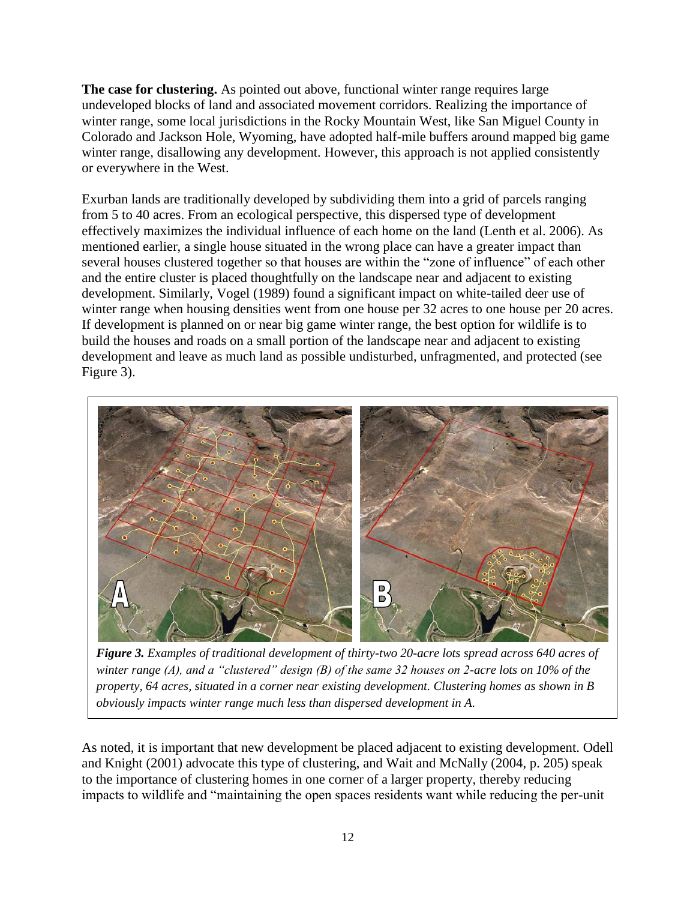**The case for clustering.** As pointed out above, functional winter range requires large undeveloped blocks of land and associated movement corridors. Realizing the importance of winter range, some local jurisdictions in the Rocky Mountain West, like San Miguel County in Colorado and Jackson Hole, Wyoming, have adopted half-mile buffers around mapped big game winter range, disallowing any development. However, this approach is not applied consistently or everywhere in the West.

Exurban lands are traditionally developed by subdividing them into a grid of parcels ranging from 5 to 40 acres. From an ecological perspective, this dispersed type of development effectively maximizes the individual influence of each home on the land (Lenth et al. 2006). As mentioned earlier, a single house situated in the wrong place can have a greater impact than several houses clustered together so that houses are within the "zone of influence" of each other and the entire cluster is placed thoughtfully on the landscape near and adjacent to existing development. Similarly, Vogel (1989) found a significant impact on white-tailed deer use of winter range when housing densities went from one house per 32 acres to one house per 20 acres. If development is planned on or near big game winter range, the best option for wildlife is to build the houses and roads on a small portion of the landscape near and adjacent to existing development and leave as much land as possible undisturbed, unfragmented, and protected (see Figure 3).

***Figure 3.*** *Examples of traditional development of thirty-two 20-acre lots spread across 640 acres of winter range (A), and a "clustered" design (B) of the same 32 houses on 2-acre lots on 10% of the property, 64 acres, situated in a corner near existing development. Clustering homes as shown in B obviously impacts winter range much less than dispersed development in A.*

As noted, it is important that new development be placed adjacent to existing development. Odell and Knight (2001) advocate this type of clustering, and Wait and McNally (2004, p. 205) speak to the importance of clustering homes in one corner of a larger property, thereby reducing impacts to wildlife and "maintaining the open spaces residents want while reducing the per-unit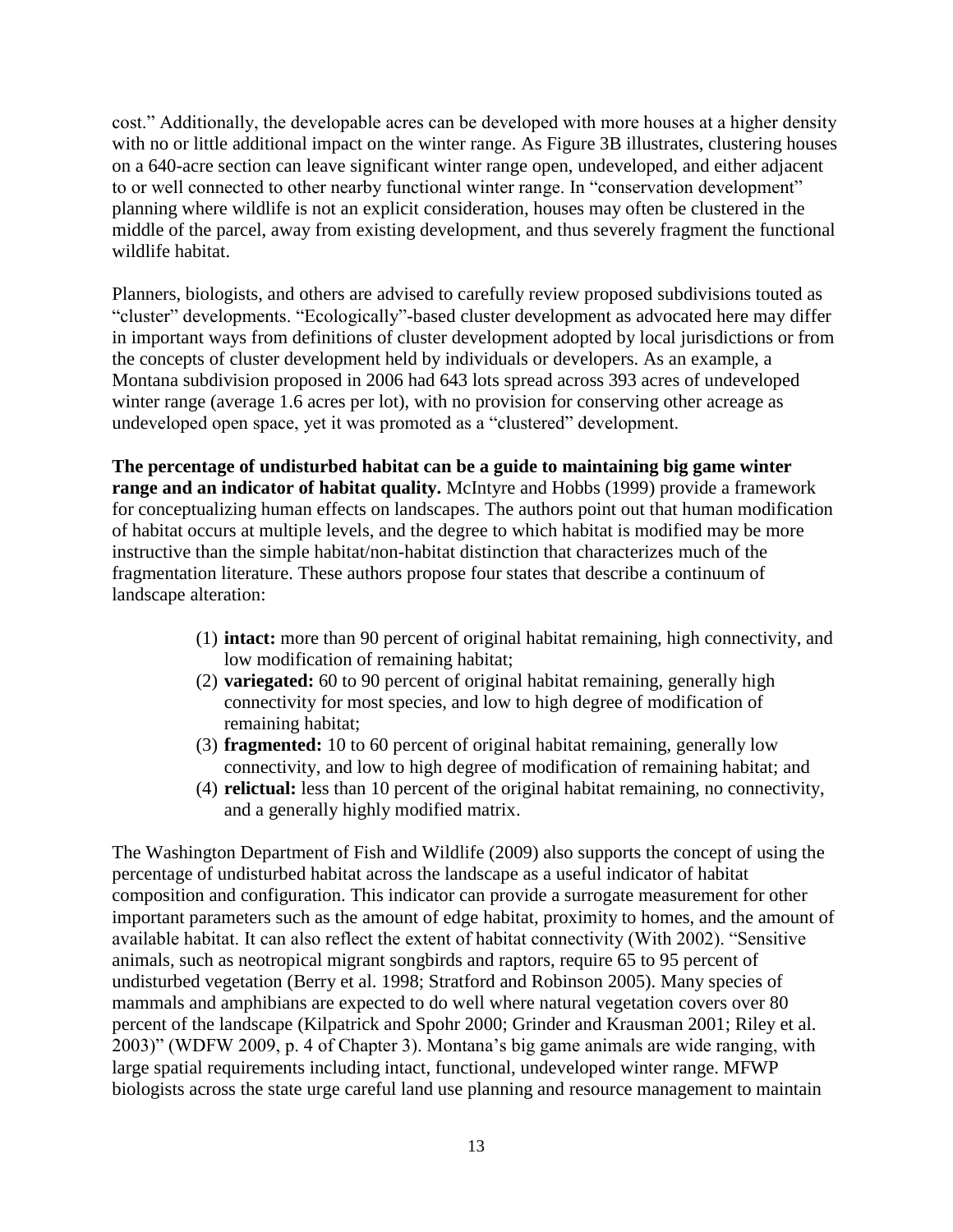cost." Additionally, the developable acres can be developed with more houses at a higher density with no or little additional impact on the winter range. As Figure 3B illustrates, clustering houses on a 640-acre section can leave significant winter range open, undeveloped, and either adjacent to or well connected to other nearby functional winter range. In "conservation development" planning where wildlife is not an explicit consideration, houses may often be clustered in the middle of the parcel, away from existing development, and thus severely fragment the functional wildlife habitat.

Planners, biologists, and others are advised to carefully review proposed subdivisions touted as "cluster" developments. "Ecologically"-based cluster development as advocated here may differ in important ways from definitions of cluster development adopted by local jurisdictions or from the concepts of cluster development held by individuals or developers. As an example, a Montana subdivision proposed in 2006 had 643 lots spread across 393 acres of undeveloped winter range (average 1.6 acres per lot), with no provision for conserving other acreage as undeveloped open space, yet it was promoted as a "clustered" development.

**The percentage of undisturbed habitat can be a guide to maintaining big game winter range and an indicator of habitat quality.** McIntyre and Hobbs (1999) provide a framework for conceptualizing human effects on landscapes. The authors point out that human modification of habitat occurs at multiple levels, and the degree to which habitat is modified may be more instructive than the simple habitat/non-habitat distinction that characterizes much of the fragmentation literature. These authors propose four states that describe a continuum of landscape alteration:

(1) **intact:** more than 90 percent of original habitat remaining, high connectivity, and low modification of remaining habitat;
(2) **variegated:** 60 to 90 percent of original habitat remaining, generally high connectivity for most species, and low to high degree of modification of remaining habitat;
(3) **fragmented:** 10 to 60 percent of original habitat remaining, generally low connectivity, and low to high degree of modification of remaining habitat; and
(4) **relictual:** less than 10 percent of the original habitat remaining, no connectivity, and a generally highly modified matrix.

The Washington Department of Fish and Wildlife (2009) also supports the concept of using the percentage of undisturbed habitat across the landscape as a useful indicator of habitat composition and configuration. This indicator can provide a surrogate measurement for other important parameters such as the amount of edge habitat, proximity to homes, and the amount of available habitat. It can also reflect the extent of habitat connectivity (With 2002). "Sensitive animals, such as neotropical migrant songbirds and raptors, require 65 to 95 percent of undisturbed vegetation (Berry et al. 1998; Stratford and Robinson 2005). Many species of mammals and amphibians are expected to do well where natural vegetation covers over 80 percent of the landscape (Kilpatrick and Spohr 2000; Grinder and Krausman 2001; Riley et al. 2003)" (WDFW 2009, p. 4 of Chapter 3). Montana's big game animals are wide ranging, with large spatial requirements including intact, functional, undeveloped winter range. MFWP biologists across the state urge careful land use planning and resource management to maintain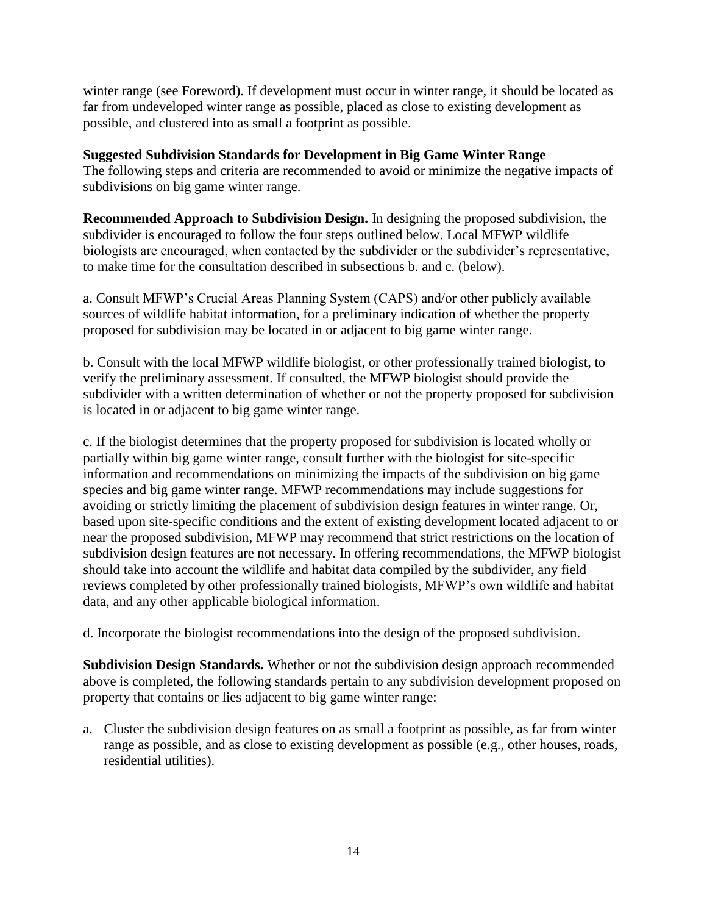winter range (see Foreword). If development must occur in winter range, it should be located as far from undeveloped winter range as possible, placed as close to existing development as possible, and clustered into as small a footprint as possible.

**Suggested Subdivision Standards for Development in Big Game Winter Range**
The following steps and criteria are recommended to avoid or minimize the negative impacts of subdivisions on big game winter range.

**Recommended Approach to Subdivision Design.** In designing the proposed subdivision, the subdivider is encouraged to follow the four steps outlined below. Local MFWP wildlife biologists are encouraged, when contacted by the subdivider or the subdivider's representative, to make time for the consultation described in subsections b. and c. (below).

a. Consult MFWP's Crucial Areas Planning System (CAPS) and/or other publicly available sources of wildlife habitat information, for a preliminary indication of whether the property proposed for subdivision may be located in or adjacent to big game winter range.

b. Consult with the local MFWP wildlife biologist, or other professionally trained biologist, to verify the preliminary assessment. If consulted, the MFWP biologist should provide the subdivider with a written determination of whether or not the property proposed for subdivision is located in or adjacent to big game winter range.

c. If the biologist determines that the property proposed for subdivision is located wholly or partially within big game winter range, consult further with the biologist for site-specific information and recommendations on minimizing the impacts of the subdivision on big game species and big game winter range. MFWP recommendations may include suggestions for avoiding or strictly limiting the placement of subdivision design features in winter range. Or, based upon site-specific conditions and the extent of existing development located adjacent to or near the proposed subdivision, MFWP may recommend that strict restrictions on the location of subdivision design features are not necessary. In offering recommendations, the MFWP biologist should take into account the wildlife and habitat data compiled by the subdivider, any field reviews completed by other professionally trained biologists, MFWP's own wildlife and habitat data, and any other applicable biological information.

d. Incorporate the biologist recommendations into the design of the proposed subdivision.

**Subdivision Design Standards.** Whether or not the subdivision design approach recommended above is completed, the following standards pertain to any subdivision development proposed on property that contains or lies adjacent to big game winter range:

a. Cluster the subdivision design features on as small a footprint as possible, as far from winter range as possible, and as close to existing development as possible (e.g., other houses, roads, residential utilities).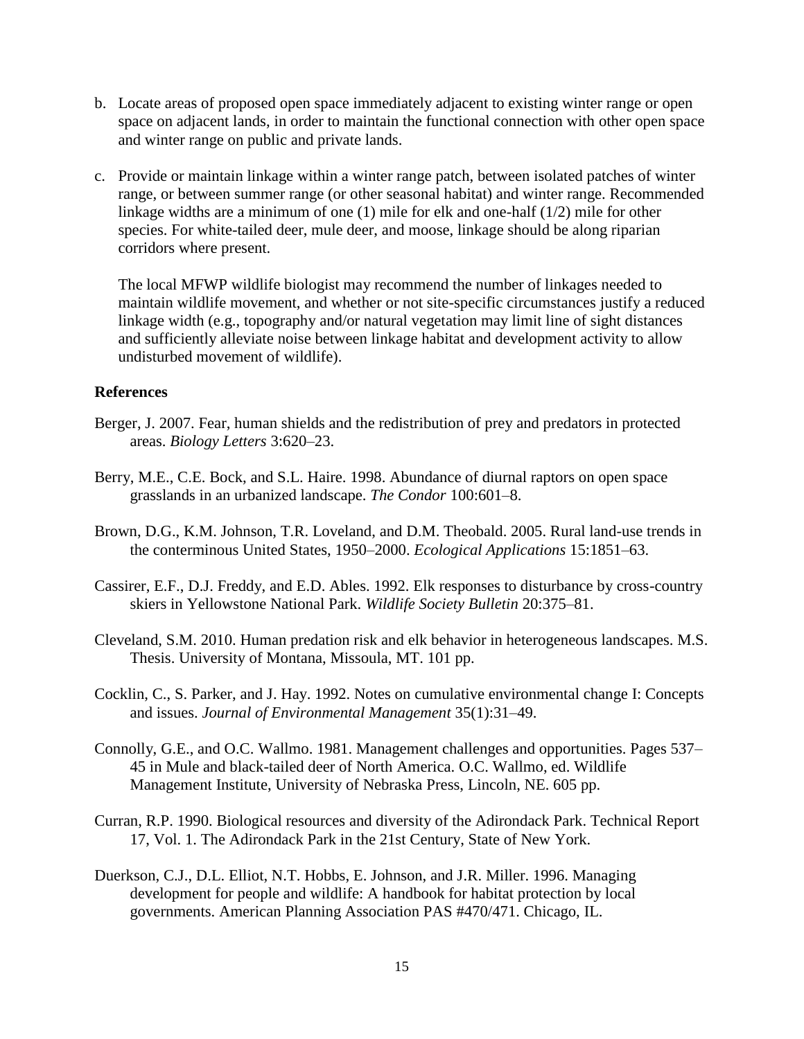b. Locate areas of proposed open space immediately adjacent to existing winter range or open space on adjacent lands, in order to maintain the functional connection with other open space and winter range on public and private lands.

c. Provide or maintain linkage within a winter range patch, between isolated patches of winter range, or between summer range (or other seasonal habitat) and winter range. Recommended linkage widths are a minimum of one (1) mile for elk and one-half (1/2) mile for other species. For white-tailed deer, mule deer, and moose, linkage should be along riparian corridors where present.

   The local MFWP wildlife biologist may recommend the number of linkages needed to maintain wildlife movement, and whether or not site-specific circumstances justify a reduced linkage width (e.g., topography and/or natural vegetation may limit line of sight distances and sufficiently alleviate noise between linkage habitat and development activity to allow undisturbed movement of wildlife).

**References**

Berger, J. 2007. Fear, human shields and the redistribution of prey and predators in protected areas. *Biology Letters* 3:620–23.

Berry, M.E., C.E. Bock, and S.L. Haire. 1998. Abundance of diurnal raptors on open space grasslands in an urbanized landscape. *The Condor* 100:601–8.

Brown, D.G., K.M. Johnson, T.R. Loveland, and D.M. Theobald. 2005. Rural land-use trends in the conterminous United States, 1950–2000. *Ecological Applications* 15:1851–63.

Cassirer, E.F., D.J. Freddy, and E.D. Ables. 1992. Elk responses to disturbance by cross-country skiers in Yellowstone National Park. *Wildlife Society Bulletin* 20:375–81.

Cleveland, S.M. 2010. Human predation risk and elk behavior in heterogeneous landscapes. M.S. Thesis. University of Montana, Missoula, MT. 101 pp.

Cocklin, C., S. Parker, and J. Hay. 1992. Notes on cumulative environmental change I: Concepts and issues. *Journal of Environmental Management* 35(1):31–49.

Connolly, G.E., and O.C. Wallmo. 1981. Management challenges and opportunities. Pages 537–45 in Mule and black-tailed deer of North America. O.C. Wallmo, ed. Wildlife Management Institute, University of Nebraska Press, Lincoln, NE. 605 pp.

Curran, R.P. 1990. Biological resources and diversity of the Adirondack Park. Technical Report 17, Vol. 1. The Adirondack Park in the 21st Century, State of New York.

Duerkson, C.J., D.L. Elliot, N.T. Hobbs, E. Johnson, and J.R. Miller. 1996. Managing development for people and wildlife: A handbook for habitat protection by local governments. American Planning Association PAS #470/471. Chicago, IL.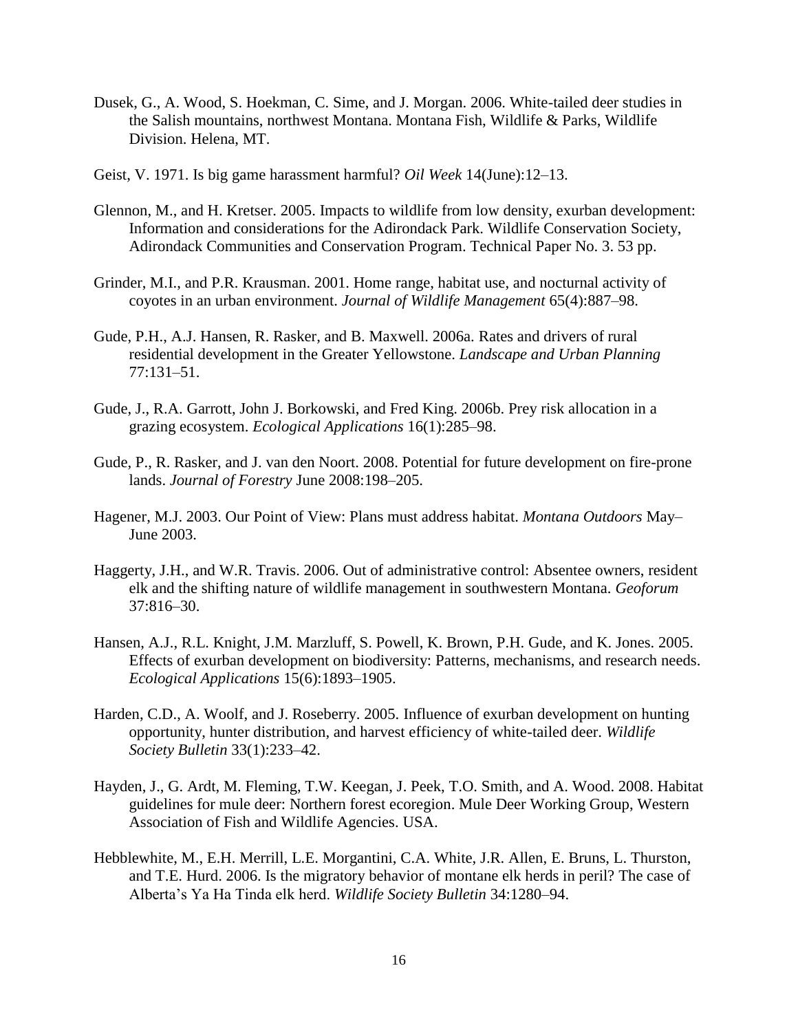Dusek, G., A. Wood, S. Hoekman, C. Sime, and J. Morgan. 2006. White-tailed deer studies in the Salish mountains, northwest Montana. Montana Fish, Wildlife & Parks, Wildlife Division. Helena, MT.

Geist, V. 1971. Is big game harassment harmful? *Oil Week* 14(June):12–13.

Glennon, M., and H. Kretser. 2005. Impacts to wildlife from low density, exurban development: Information and considerations for the Adirondack Park. Wildlife Conservation Society, Adirondack Communities and Conservation Program. Technical Paper No. 3. 53 pp.

Grinder, M.I., and P.R. Krausman. 2001. Home range, habitat use, and nocturnal activity of coyotes in an urban environment. *Journal of Wildlife Management* 65(4):887–98.

Gude, P.H., A.J. Hansen, R. Rasker, and B. Maxwell. 2006a. Rates and drivers of rural residential development in the Greater Yellowstone. *Landscape and Urban Planning* 77:131–51.

Gude, J., R.A. Garrott, John J. Borkowski, and Fred King. 2006b. Prey risk allocation in a grazing ecosystem. *Ecological Applications* 16(1):285–98.

Gude, P., R. Rasker, and J. van den Noort. 2008. Potential for future development on fire-prone lands. *Journal of Forestry* June 2008:198–205.

Hagener, M.J. 2003. Our Point of View: Plans must address habitat. *Montana Outdoors* May–June 2003.

Haggerty, J.H., and W.R. Travis. 2006. Out of administrative control: Absentee owners, resident elk and the shifting nature of wildlife management in southwestern Montana. *Geoforum* 37:816–30.

Hansen, A.J., R.L. Knight, J.M. Marzluff, S. Powell, K. Brown, P.H. Gude, and K. Jones. 2005. Effects of exurban development on biodiversity: Patterns, mechanisms, and research needs. *Ecological Applications* 15(6):1893–1905.

Harden, C.D., A. Woolf, and J. Roseberry. 2005. Influence of exurban development on hunting opportunity, hunter distribution, and harvest efficiency of white-tailed deer. *Wildlife Society Bulletin* 33(1):233–42.

Hayden, J., G. Ardt, M. Fleming, T.W. Keegan, J. Peek, T.O. Smith, and A. Wood. 2008. Habitat guidelines for mule deer: Northern forest ecoregion. Mule Deer Working Group, Western Association of Fish and Wildlife Agencies. USA.

Hebblewhite, M., E.H. Merrill, L.E. Morgantini, C.A. White, J.R. Allen, E. Bruns, L. Thurston, and T.E. Hurd. 2006. Is the migratory behavior of montane elk herds in peril? The case of Alberta's Ya Ha Tinda elk herd. *Wildlife Society Bulletin* 34:1280–94.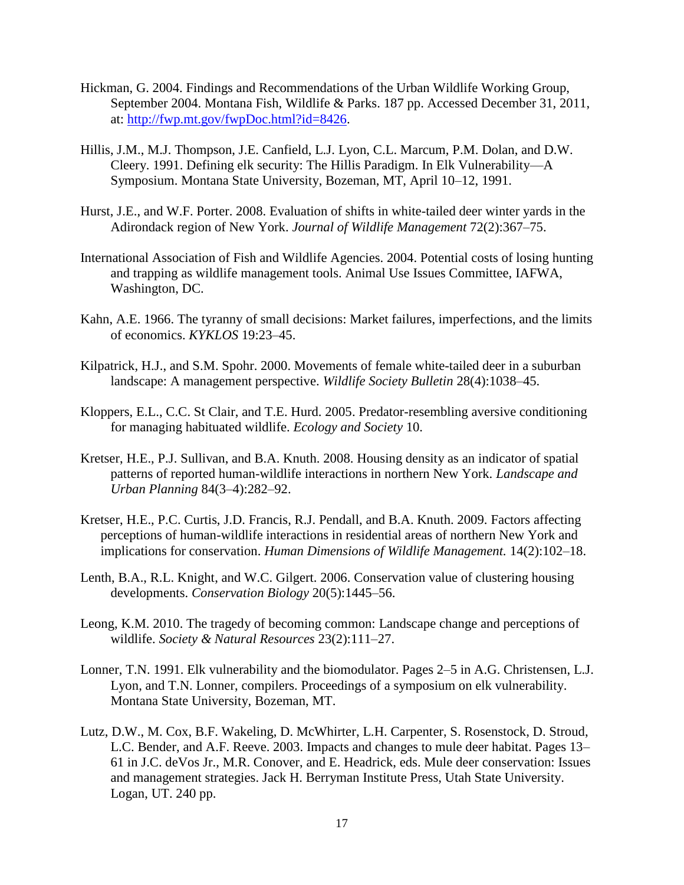Hickman, G. 2004. Findings and Recommendations of the Urban Wildlife Working Group, September 2004. Montana Fish, Wildlife & Parks. 187 pp. Accessed December 31, 2011, at: [http://fwp.mt.gov/fwpDoc.html?id=8426](http://fwp.mt.gov/fwpDoc.html?id=8426).

Hillis, J.M., M.J. Thompson, J.E. Canfield, L.J. Lyon, C.L. Marcum, P.M. Dolan, and D.W. Cleery. 1991. Defining elk security: The Hillis Paradigm. In Elk Vulnerability—A Symposium. Montana State University, Bozeman, MT, April 10–12, 1991.

Hurst, J.E., and W.F. Porter. 2008. Evaluation of shifts in white-tailed deer winter yards in the Adirondack region of New York. *Journal of Wildlife Management* 72(2):367–75.

International Association of Fish and Wildlife Agencies. 2004. Potential costs of losing hunting and trapping as wildlife management tools. Animal Use Issues Committee, IAFWA, Washington, DC.

Kahn, A.E. 1966. The tyranny of small decisions: Market failures, imperfections, and the limits of economics. *KYKLOS* 19:23–45.

Kilpatrick, H.J., and S.M. Spohr. 2000. Movements of female white-tailed deer in a suburban landscape: A management perspective. *Wildlife Society Bulletin* 28(4):1038–45.

Kloppers, E.L., C.C. St Clair, and T.E. Hurd. 2005. Predator-resembling aversive conditioning for managing habituated wildlife. *Ecology and Society* 10.

Kretser, H.E., P.J. Sullivan, and B.A. Knuth. 2008. Housing density as an indicator of spatial patterns of reported human-wildlife interactions in northern New York. *Landscape and Urban Planning* 84(3–4):282–92.

Kretser, H.E., P.C. Curtis, J.D. Francis, R.J. Pendall, and B.A. Knuth. 2009. Factors affecting perceptions of human-wildlife interactions in residential areas of northern New York and implications for conservation. *Human Dimensions of Wildlife Management.* 14(2):102–18.

Lenth, B.A., R.L. Knight, and W.C. Gilgert. 2006. Conservation value of clustering housing developments. *Conservation Biology* 20(5):1445–56.

Leong, K.M. 2010. The tragedy of becoming common: Landscape change and perceptions of wildlife. *Society & Natural Resources* 23(2):111–27.

Lonner, T.N. 1991. Elk vulnerability and the biomodulator. Pages 2–5 in A.G. Christensen, L.J. Lyon, and T.N. Lonner, compilers. Proceedings of a symposium on elk vulnerability. Montana State University, Bozeman, MT.

Lutz, D.W., M. Cox, B.F. Wakeling, D. McWhirter, L.H. Carpenter, S. Rosenstock, D. Stroud, L.C. Bender, and A.F. Reeve. 2003. Impacts and changes to mule deer habitat. Pages 13–61 in J.C. deVos Jr., M.R. Conover, and E. Headrick, eds. Mule deer conservation: Issues and management strategies. Jack H. Berryman Institute Press, Utah State University. Logan, UT. 240 pp.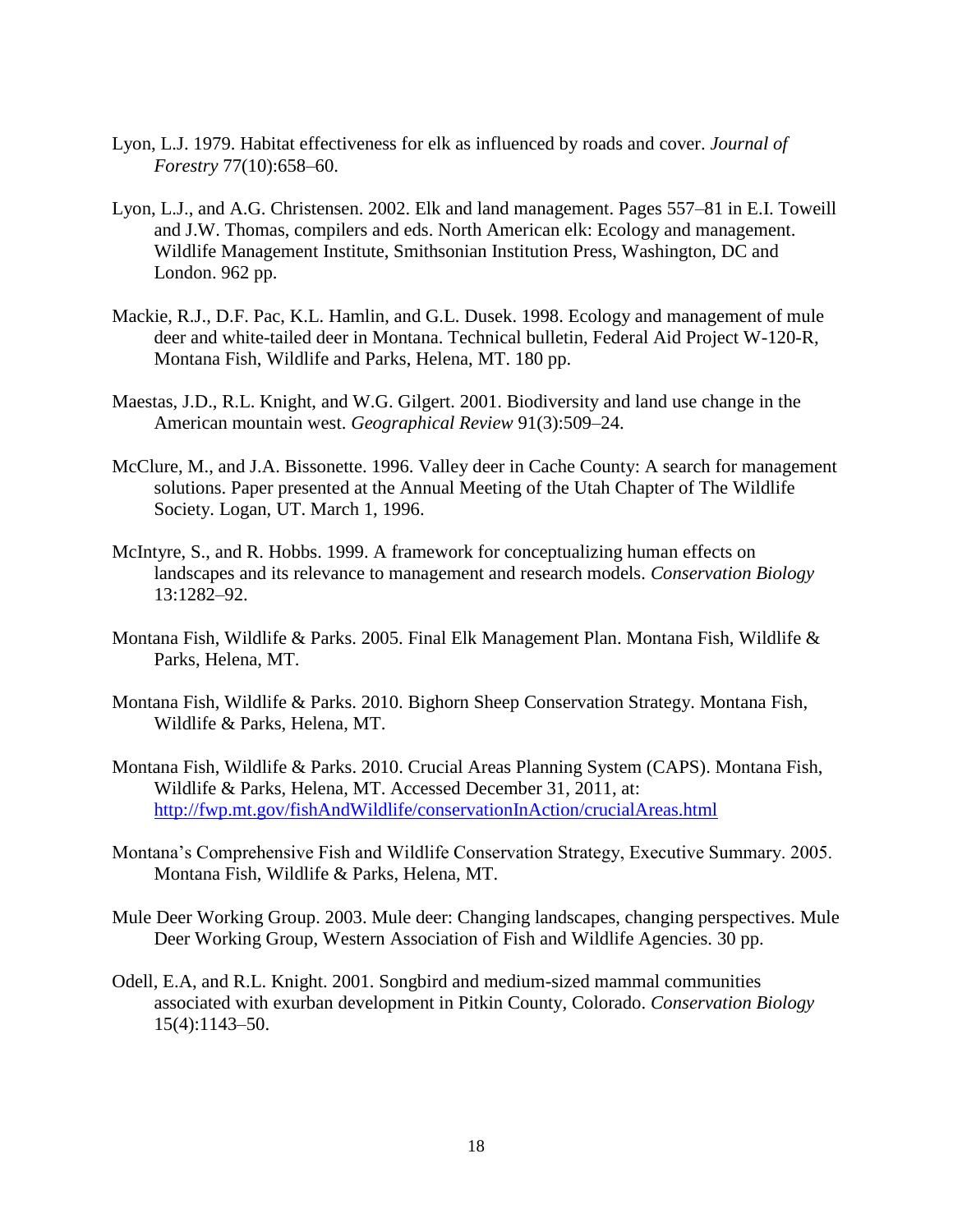Lyon, L.J. 1979. Habitat effectiveness for elk as influenced by roads and cover. *Journal of Forestry* 77(10):658–60.

Lyon, L.J., and A.G. Christensen. 2002. Elk and land management. Pages 557–81 in E.I. Toweill and J.W. Thomas, compilers and eds. North American elk: Ecology and management. Wildlife Management Institute, Smithsonian Institution Press, Washington, DC and London. 962 pp.

Mackie, R.J., D.F. Pac, K.L. Hamlin, and G.L. Dusek. 1998. Ecology and management of mule deer and white-tailed deer in Montana. Technical bulletin, Federal Aid Project W-120-R, Montana Fish, Wildlife and Parks, Helena, MT. 180 pp.

Maestas, J.D., R.L. Knight, and W.G. Gilgert. 2001. Biodiversity and land use change in the American mountain west. *Geographical Review* 91(3):509–24.

McClure, M., and J.A. Bissonette. 1996. Valley deer in Cache County: A search for management solutions. Paper presented at the Annual Meeting of the Utah Chapter of The Wildlife Society. Logan, UT. March 1, 1996.

McIntyre, S., and R. Hobbs. 1999. A framework for conceptualizing human effects on landscapes and its relevance to management and research models. *Conservation Biology* 13:1282–92.

Montana Fish, Wildlife & Parks. 2005. Final Elk Management Plan. Montana Fish, Wildlife & Parks, Helena, MT.

Montana Fish, Wildlife & Parks. 2010. Bighorn Sheep Conservation Strategy. Montana Fish, Wildlife & Parks, Helena, MT.

Montana Fish, Wildlife & Parks. 2010. Crucial Areas Planning System (CAPS). Montana Fish, Wildlife & Parks, Helena, MT. Accessed December 31, 2011, at: http://fwp.mt.gov/fishAndWildlife/conservationInAction/crucialAreas.html

Montana's Comprehensive Fish and Wildlife Conservation Strategy, Executive Summary. 2005. Montana Fish, Wildlife & Parks, Helena, MT.

Mule Deer Working Group. 2003. Mule deer: Changing landscapes, changing perspectives. Mule Deer Working Group, Western Association of Fish and Wildlife Agencies. 30 pp.

Odell, E.A, and R.L. Knight. 2001. Songbird and medium-sized mammal communities associated with exurban development in Pitkin County, Colorado. *Conservation Biology* 15(4):1143–50.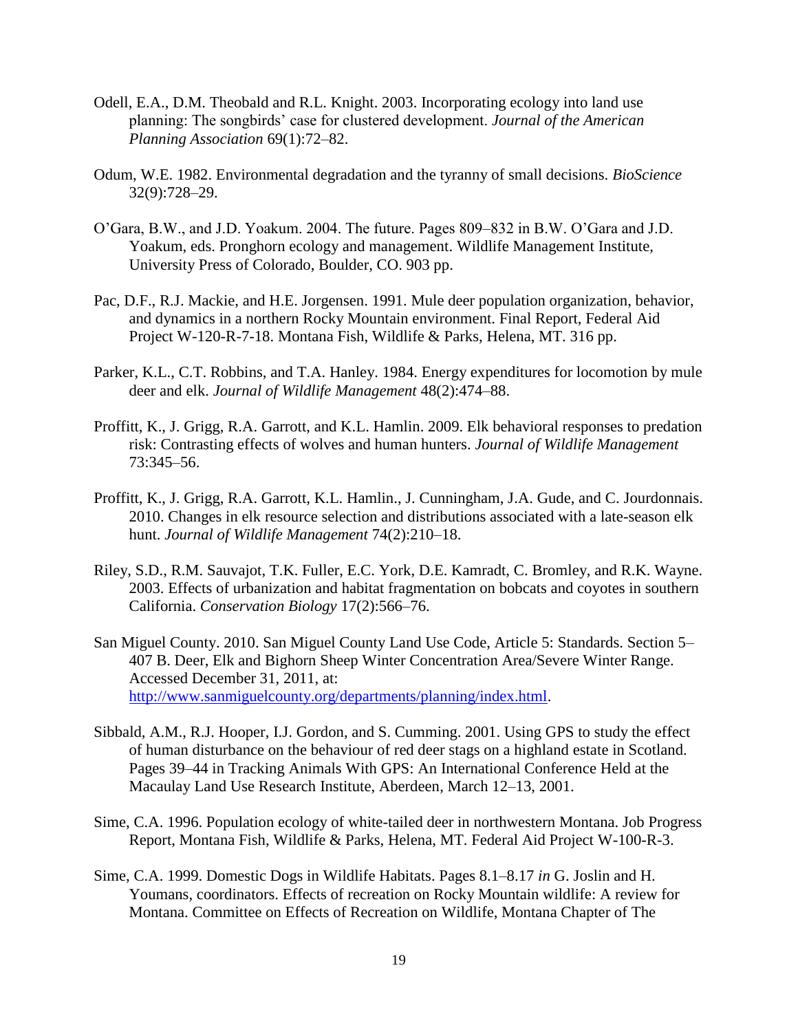Odell, E.A., D.M. Theobald and R.L. Knight. 2003. Incorporating ecology into land use planning: The songbirds' case for clustered development. *Journal of the American Planning Association* 69(1):72–82.

Odum, W.E. 1982. Environmental degradation and the tyranny of small decisions. *BioScience* 32(9):728–29.

O'Gara, B.W., and J.D. Yoakum. 2004. The future. Pages 809–832 in B.W. O'Gara and J.D. Yoakum, eds. Pronghorn ecology and management. Wildlife Management Institute, University Press of Colorado, Boulder, CO. 903 pp.

Pac, D.F., R.J. Mackie, and H.E. Jorgensen. 1991. Mule deer population organization, behavior, and dynamics in a northern Rocky Mountain environment. Final Report, Federal Aid Project W-120-R-7-18. Montana Fish, Wildlife & Parks, Helena, MT. 316 pp.

Parker, K.L., C.T. Robbins, and T.A. Hanley. 1984. Energy expenditures for locomotion by mule deer and elk. *Journal of Wildlife Management* 48(2):474–88.

Proffitt, K., J. Grigg, R.A. Garrott, and K.L. Hamlin. 2009. Elk behavioral responses to predation risk: Contrasting effects of wolves and human hunters. *Journal of Wildlife Management* 73:345–56.

Proffitt, K., J. Grigg, R.A. Garrott, K.L. Hamlin., J. Cunningham, J.A. Gude, and C. Jourdonnais. 2010. Changes in elk resource selection and distributions associated with a late-season elk hunt. *Journal of Wildlife Management* 74(2):210–18.

Riley, S.D., R.M. Sauvajot, T.K. Fuller, E.C. York, D.E. Kamradt, C. Bromley, and R.K. Wayne. 2003. Effects of urbanization and habitat fragmentation on bobcats and coyotes in southern California. *Conservation Biology* 17(2):566–76.

San Miguel County. 2010. San Miguel County Land Use Code, Article 5: Standards. Section 5–407 B. Deer, Elk and Bighorn Sheep Winter Concentration Area/Severe Winter Range. Accessed December 31, 2011, at: http://www.sanmiguelcounty.org/departments/planning/index.html.

Sibbald, A.M., R.J. Hooper, I.J. Gordon, and S. Cumming. 2001. Using GPS to study the effect of human disturbance on the behaviour of red deer stags on a highland estate in Scotland. Pages 39–44 in Tracking Animals With GPS: An International Conference Held at the Macaulay Land Use Research Institute, Aberdeen, March 12–13, 2001.

Sime, C.A. 1996. Population ecology of white-tailed deer in northwestern Montana. Job Progress Report, Montana Fish, Wildlife & Parks, Helena, MT. Federal Aid Project W-100-R-3.

Sime, C.A. 1999. Domestic Dogs in Wildlife Habitats. Pages 8.1–8.17 *in* G. Joslin and H. Youmans, coordinators. Effects of recreation on Rocky Mountain wildlife: A review for Montana. Committee on Effects of Recreation on Wildlife, Montana Chapter of The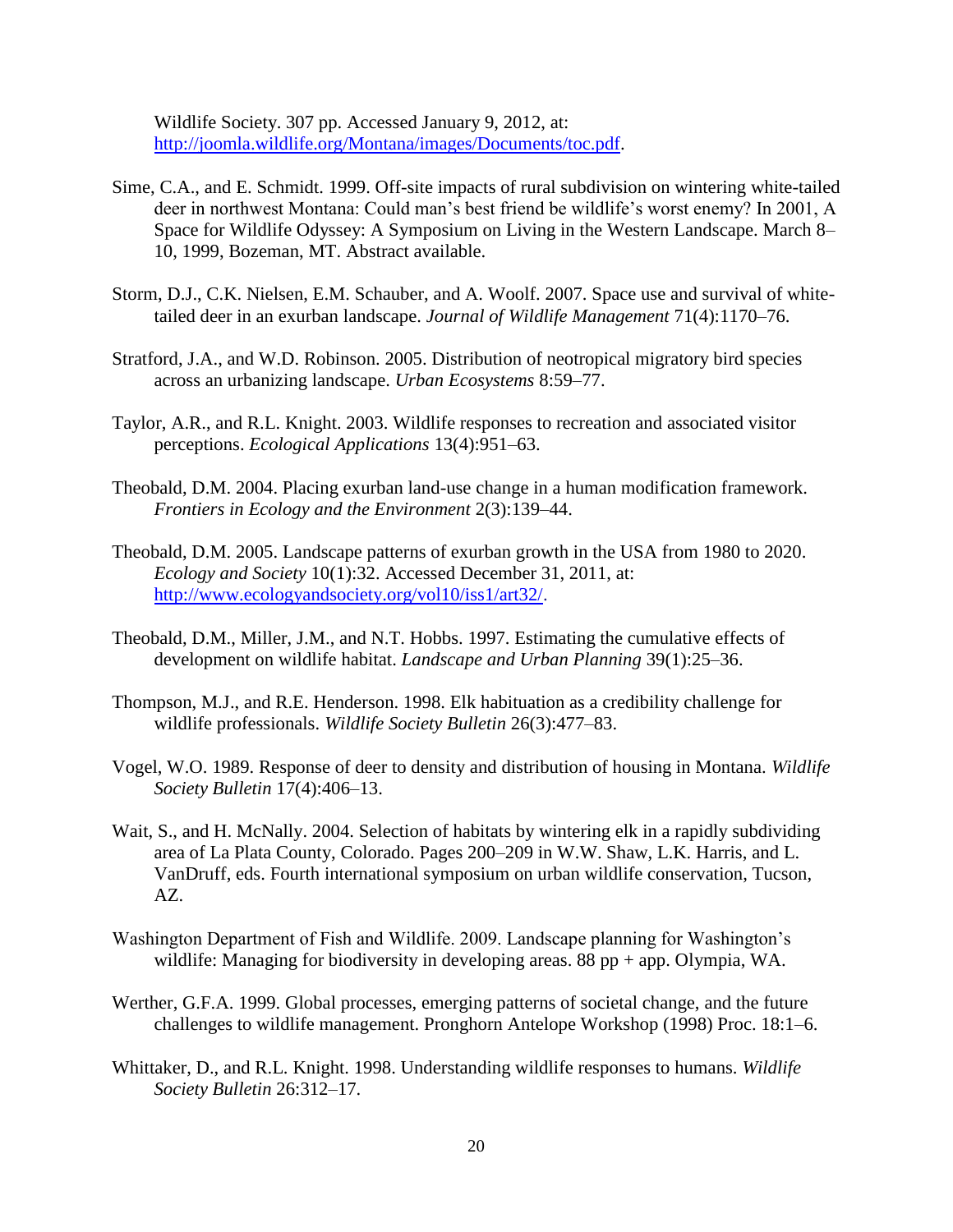Wildlife Society. 307 pp. Accessed January 9, 2012, at: http://joomla.wildlife.org/Montana/images/Documents/toc.pdf.

Sime, C.A., and E. Schmidt. 1999. Off-site impacts of rural subdivision on wintering white-tailed deer in northwest Montana: Could man's best friend be wildlife's worst enemy? In 2001, A Space for Wildlife Odyssey: A Symposium on Living in the Western Landscape. March 8–10, 1999, Bozeman, MT. Abstract available.

Storm, D.J., C.K. Nielsen, E.M. Schauber, and A. Woolf. 2007. Space use and survival of white-tailed deer in an exurban landscape. *Journal of Wildlife Management* 71(4):1170–76.

Stratford, J.A., and W.D. Robinson. 2005. Distribution of neotropical migratory bird species across an urbanizing landscape. *Urban Ecosystems* 8:59–77.

Taylor, A.R., and R.L. Knight. 2003. Wildlife responses to recreation and associated visitor perceptions. *Ecological Applications* 13(4):951–63.

Theobald, D.M. 2004. Placing exurban land-use change in a human modification framework. *Frontiers in Ecology and the Environment* 2(3):139–44.

Theobald, D.M. 2005. Landscape patterns of exurban growth in the USA from 1980 to 2020. *Ecology and Society* 10(1):32. Accessed December 31, 2011, at: http://www.ecologyandsociety.org/vol10/iss1/art32/.

Theobald, D.M., Miller, J.M., and N.T. Hobbs. 1997. Estimating the cumulative effects of development on wildlife habitat. *Landscape and Urban Planning* 39(1):25–36.

Thompson, M.J., and R.E. Henderson. 1998. Elk habituation as a credibility challenge for wildlife professionals. *Wildlife Society Bulletin* 26(3):477–83.

Vogel, W.O. 1989. Response of deer to density and distribution of housing in Montana. *Wildlife Society Bulletin* 17(4):406–13.

Wait, S., and H. McNally. 2004. Selection of habitats by wintering elk in a rapidly subdividing area of La Plata County, Colorado. Pages 200–209 in W.W. Shaw, L.K. Harris, and L. VanDruff, eds. Fourth international symposium on urban wildlife conservation, Tucson, AZ.

Washington Department of Fish and Wildlife. 2009. Landscape planning for Washington's wildlife: Managing for biodiversity in developing areas. 88 pp + app. Olympia, WA.

Werther, G.F.A. 1999. Global processes, emerging patterns of societal change, and the future challenges to wildlife management. Pronghorn Antelope Workshop (1998) Proc. 18:1–6.

Whittaker, D., and R.L. Knight. 1998. Understanding wildlife responses to humans. *Wildlife Society Bulletin* 26:312–17.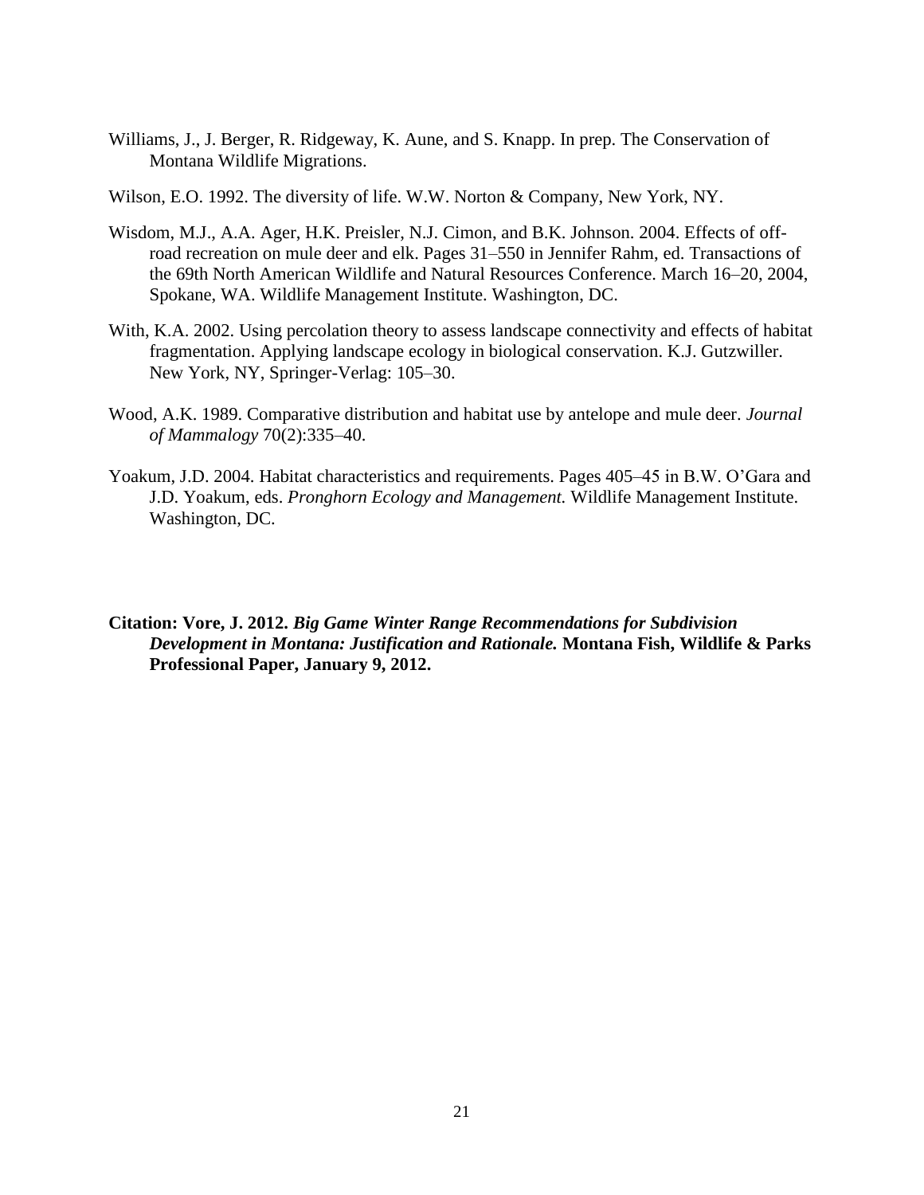Williams, J., J. Berger, R. Ridgeway, K. Aune, and S. Knapp. In prep. The Conservation of Montana Wildlife Migrations.

Wilson, E.O. 1992. The diversity of life. W.W. Norton & Company, New York, NY.

Wisdom, M.J., A.A. Ager, H.K. Preisler, N.J. Cimon, and B.K. Johnson. 2004. Effects of off-road recreation on mule deer and elk. Pages 31–550 in Jennifer Rahm, ed. Transactions of the 69th North American Wildlife and Natural Resources Conference. March 16–20, 2004, Spokane, WA. Wildlife Management Institute. Washington, DC.

With, K.A. 2002. Using percolation theory to assess landscape connectivity and effects of habitat fragmentation. Applying landscape ecology in biological conservation. K.J. Gutzwiller. New York, NY, Springer-Verlag: 105–30.

Wood, A.K. 1989. Comparative distribution and habitat use by antelope and mule deer. *Journal of Mammalogy* 70(2):335–40.

Yoakum, J.D. 2004. Habitat characteristics and requirements. Pages 405–45 in B.W. O'Gara and J.D. Yoakum, eds. *Pronghorn Ecology and Management.* Wildlife Management Institute. Washington, DC.

**Citation: Vore, J. 2012. *Big Game Winter Range Recommendations for Subdivision Development in Montana: Justification and Rationale.* Montana Fish, Wildlife & Parks Professional Paper, January 9, 2012.**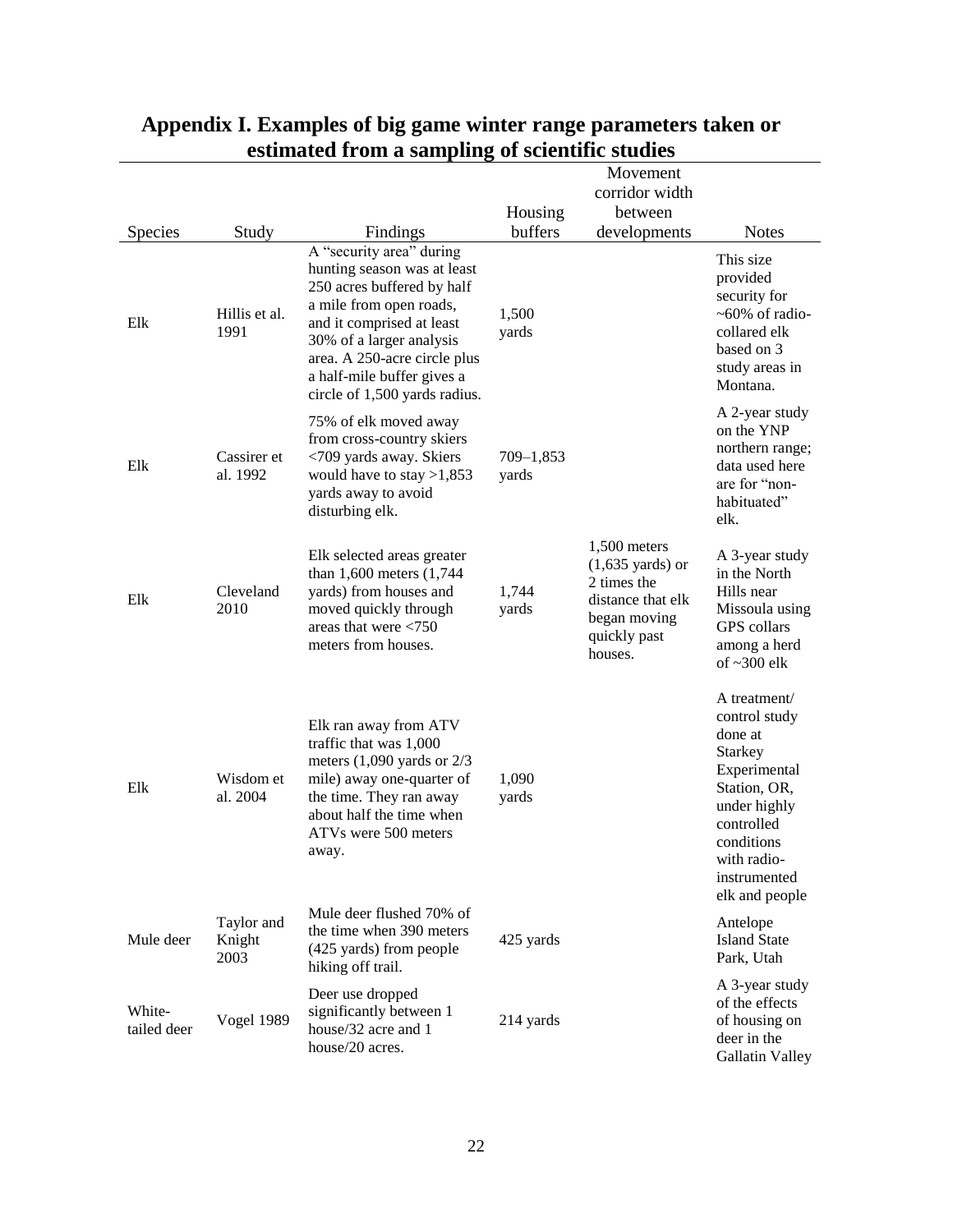# Appendix I. Examples of big game winter range parameters taken or estimated from a sampling of scientific studies

| Species | Study | Findings | Housing buffers | Movement corridor width between developments | Notes |
|---|---|---|---|---|---|
| Elk | Hillis et al. 1991 | A "security area" during hunting season was at least 250 acres buffered by half a mile from open roads, and it comprised at least 30% of a larger analysis area. A 250-acre circle plus a half-mile buffer gives a circle of 1,500 yards radius. | 1,500 yards | | This size provided security for ~60% of radio-collared elk based on 3 study areas in Montana. |
| Elk | Cassirer et al. 1992 | 75% of elk moved away from cross-country skiers <709 yards away. Skiers would have to stay >1,853 yards away to avoid disturbing elk. | 709–1,853 yards | | A 2-year study on the YNP northern range; data used here are for "non-habituated" elk. |
| Elk | Cleveland 2010 | Elk selected areas greater than 1,600 meters (1,744 yards) from houses and moved quickly through areas that were <750 meters from houses. | 1,744 yards | 1,500 meters (1,635 yards) or 2 times the distance that elk began moving quickly past houses. | A 3-year study in the North Hills near Missoula using GPS collars among a herd of ~300 elk |
| Elk | Wisdom et al. 2004 | Elk ran away from ATV traffic that was 1,000 meters (1,090 yards or 2/3 mile) away one-quarter of the time. They ran away about half the time when ATVs were 500 meters away. | 1,090 yards | | A treatment/ control study done at Starkey Experimental Station, OR, under highly controlled conditions with radio-instrumented elk and people |
| Mule deer | Taylor and Knight 2003 | Mule deer flushed 70% of the time when 390 meters (425 yards) from people hiking off trail. | 425 yards | | Antelope Island State Park, Utah |
| White-tailed deer | Vogel 1989 | Deer use dropped significantly between 1 house/32 acre and 1 house/20 acres. | 214 yards | | A 3-year study of the effects of housing on deer in the Gallatin Valley |